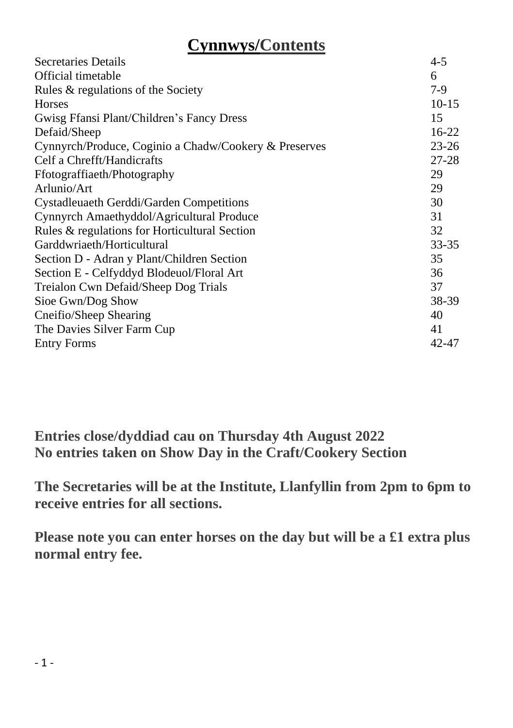# Cynnwys/Contents

| | |
|---|---|
| Secretaries Details | 4-5 |
| Official timetable | 6 |
| Rules & regulations of the Society | 7-9 |
| Horses | 10-15 |
| Gwisg Ffansi Plant/Children's Fancy Dress | 15 |
| Defaid/Sheep | 16-22 |
| Cynnyrch/Produce, Coginio a Chadw/Cookery & Preserves | 23-26 |
| Celf a Chrefft/Handicrafts | 27-28 |
| Ffotograffiaeth/Photography | 29 |
| Arlunio/Art | 29 |
| Cystadleuaeth Gerddi/Garden Competitions | 30 |
| Cynnyrch Amaethyddol/Agricultural Produce | 31 |
| Rules & regulations for Horticultural Section | 32 |
| Garddwriaeth/Horticultural | 33-35 |
| Section D - Adran y Plant/Children Section | 35 |
| Section E - Celfyddyd Blodeuol/Floral Art | 36 |
| Treialon Cwn Defaid/Sheep Dog Trials | 37 |
| Sioe Gwn/Dog Show | 38-39 |
| Cneifio/Sheep Shearing | 40 |
| The Davies Silver Farm Cup | 41 |
| Entry Forms | 42-47 |

**Entries close/dyddiad cau on Thursday 4th August 2022**
**No entries taken on Show Day in the Craft/Cookery Section**

**The Secretaries will be at the Institute, Llanfyllin from 2pm to 6pm to receive entries for all sections.**

**Please note you can enter horses on the day but will be a £1 extra plus normal entry fee.**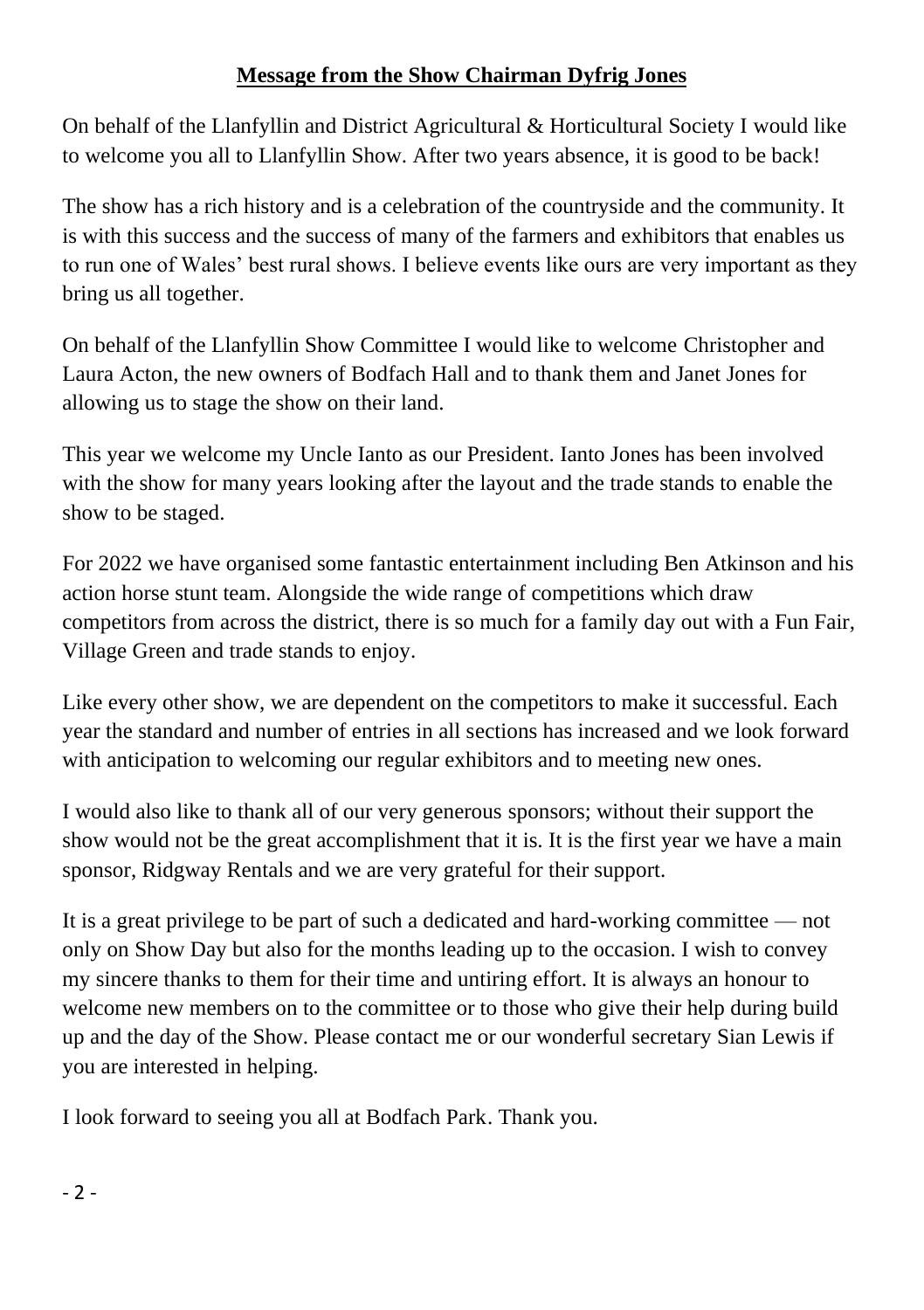## Message from the Show Chairman Dyfrig Jones

On behalf of the Llanfyllin and District Agricultural & Horticultural Society I would like to welcome you all to Llanfyllin Show. After two years absence, it is good to be back!

The show has a rich history and is a celebration of the countryside and the community. It is with this success and the success of many of the farmers and exhibitors that enables us to run one of Wales' best rural shows. I believe events like ours are very important as they bring us all together.

On behalf of the Llanfyllin Show Committee I would like to welcome Christopher and Laura Acton, the new owners of Bodfach Hall and to thank them and Janet Jones for allowing us to stage the show on their land.

This year we welcome my Uncle Ianto as our President. Ianto Jones has been involved with the show for many years looking after the layout and the trade stands to enable the show to be staged.

For 2022 we have organised some fantastic entertainment including Ben Atkinson and his action horse stunt team. Alongside the wide range of competitions which draw competitors from across the district, there is so much for a family day out with a Fun Fair, Village Green and trade stands to enjoy.

Like every other show, we are dependent on the competitors to make it successful. Each year the standard and number of entries in all sections has increased and we look forward with anticipation to welcoming our regular exhibitors and to meeting new ones.

I would also like to thank all of our very generous sponsors; without their support the show would not be the great accomplishment that it is. It is the first year we have a main sponsor, Ridgway Rentals and we are very grateful for their support.

It is a great privilege to be part of such a dedicated and hard-working committee — not only on Show Day but also for the months leading up to the occasion. I wish to convey my sincere thanks to them for their time and untiring effort. It is always an honour to welcome new members on to the committee or to those who give their help during build up and the day of the Show. Please contact me or our wonderful secretary Sian Lewis if you are interested in helping.

I look forward to seeing you all at Bodfach Park. Thank you.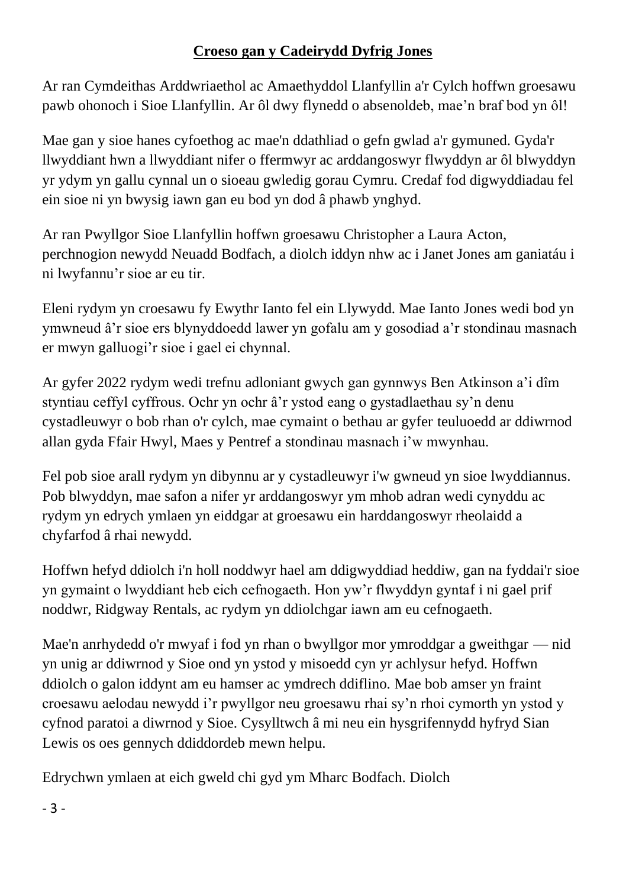## Croeso gan y Cadeirydd Dyfrig Jones

Ar ran Cymdeithas Arddwriaethol ac Amaethyddol Llanfyllin a'r Cylch hoffwn groesawu pawb ohonoch i Sioe Llanfyllin. Ar ôl dwy flynedd o absenoldeb, mae'n braf bod yn ôl!

Mae gan y sioe hanes cyfoethog ac mae'n ddathliad o gefn gwlad a'r gymuned. Gyda'r llwyddiant hwn a llwyddiant nifer o ffermwyr ac arddangoswyr flwyddyn ar ôl blwyddyn yr ydym yn gallu cynnal un o sioeau gwledig gorau Cymru. Credaf fod digwyddiadau fel ein sioe ni yn bwysig iawn gan eu bod yn dod â phawb ynghyd.

Ar ran Pwyllgor Sioe Llanfyllin hoffwn groesawu Christopher a Laura Acton, perchnogion newydd Neuadd Bodfach, a diolch iddyn nhw ac i Janet Jones am ganiatáu i ni lwyfannu'r sioe ar eu tir.

Eleni rydym yn croesawu fy Ewythr Ianto fel ein Llywydd. Mae Ianto Jones wedi bod yn ymwneud â'r sioe ers blynyddoedd lawer yn gofalu am y gosodiad a'r stondinau masnach er mwyn galluogi'r sioe i gael ei chynnal.

Ar gyfer 2022 rydym wedi trefnu adloniant gwych gan gynnwys Ben Atkinson a'i dîm styntiau ceffyl cyffrous. Ochr yn ochr â'r ystod eang o gystadlaethau sy'n denu cystadleuwyr o bob rhan o'r cylch, mae cymaint o bethau ar gyfer teuluoedd ar ddiwrnod allan gyda Ffair Hwyl, Maes y Pentref a stondinau masnach i'w mwynhau.

Fel pob sioe arall rydym yn dibynnu ar y cystadleuwyr i'w gwneud yn sioe lwyddiannus. Pob blwyddyn, mae safon a nifer yr arddangoswyr ym mhob adran wedi cynyddu ac rydym yn edrych ymlaen yn eiddgar at groesawu ein harddangoswyr rheolaidd a chyfarfod â rhai newydd.

Hoffwn hefyd ddiolch i'n holl noddwyr hael am ddigwyddiad heddiw, gan na fyddai'r sioe yn gymaint o lwyddiant heb eich cefnogaeth. Hon yw'r flwyddyn gyntaf i ni gael prif noddwr, Ridgway Rentals, ac rydym yn ddiolchgar iawn am eu cefnogaeth.

Mae'n anrhydedd o'r mwyaf i fod yn rhan o bwyllgor mor ymroddgar a gweithgar — nid yn unig ar ddiwrnod y Sioe ond yn ystod y misoedd cyn yr achlysur hefyd. Hoffwn ddiolch o galon iddynt am eu hamser ac ymdrech ddiflino. Mae bob amser yn fraint croesawu aelodau newydd i'r pwyllgor neu groesawu rhai sy'n rhoi cymorth yn ystod y cyfnod paratoi a diwrnod y Sioe. Cysylltwch â mi neu ein hysgrifennydd hyfryd Sian Lewis os oes gennych ddiddordeb mewn helpu.

Edrychwn ymlaen at eich gweld chi gyd ym Mharc Bodfach. Diolch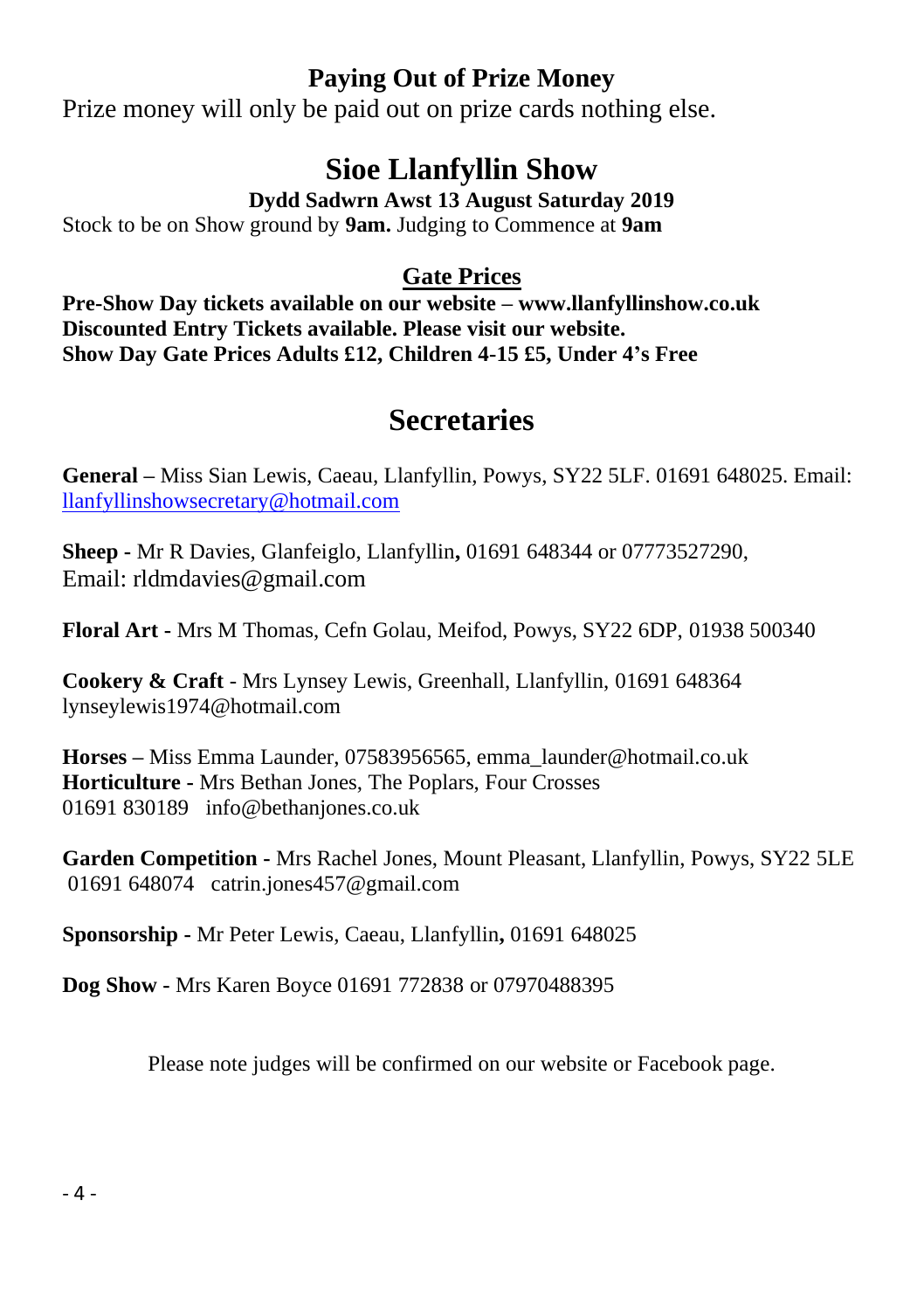## Paying Out of Prize Money

Prize money will only be paid out on prize cards nothing else.

# Sioe Llanfyllin Show

**Dydd Sadwrn Awst 13 August Saturday 2019**

Stock to be on Show ground by **9am.** Judging to Commence at **9am**

## Gate Prices

**Pre-Show Day tickets available on our website – www.llanfyllinshow.co.uk**
**Discounted Entry Tickets available. Please visit our website.**
**Show Day Gate Prices Adults £12, Children 4-15 £5, Under 4's Free**

# Secretaries

**General –** Miss Sian Lewis, Caeau, Llanfyllin, Powys, SY22 5LF. 01691 648025. Email: llanfyllinshowsecretary@hotmail.com

**Sheep -** Mr R Davies, Glanfeiglo, Llanfyllin**,** 01691 648344 or 07773527290, Email: rldmdavies@gmail.com

**Floral Art -** Mrs M Thomas, Cefn Golau, Meifod, Powys, SY22 6DP, 01938 500340

**Cookery & Craft** - Mrs Lynsey Lewis, Greenhall, Llanfyllin, 01691 648364 lynseylewis1974@hotmail.com

**Horses –** Miss Emma Launder, 07583956565, emma_launder@hotmail.co.uk
**Horticulture -** Mrs Bethan Jones, The Poplars, Four Crosses
01691 830189 info@bethanjones.co.uk

**Garden Competition -** Mrs Rachel Jones, Mount Pleasant, Llanfyllin, Powys, SY22 5LE
01691 648074 catrin.jones457@gmail.com

**Sponsorship -** Mr Peter Lewis, Caeau, Llanfyllin**,** 01691 648025

**Dog Show -** Mrs Karen Boyce 01691 772838 or 07970488395

Please note judges will be confirmed on our website or Facebook page.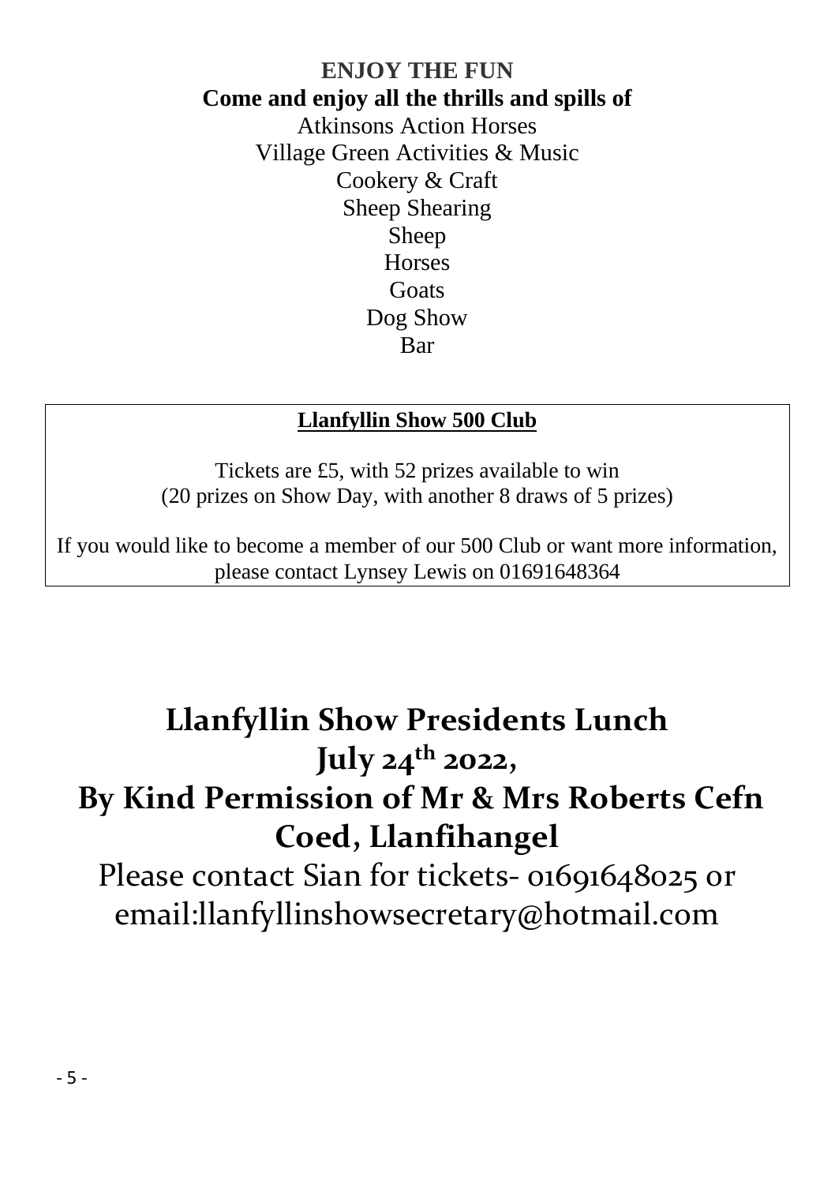**ENJOY THE FUN**

**Come and enjoy all the thrills and spills of**

Atkinsons Action Horses
Village Green Activities & Music
Cookery & Craft
Sheep Shearing
Sheep
Horses
Goats
Dog Show
Bar

**Llanfyllin Show 500 Club**

Tickets are £5, with 52 prizes available to win
(20 prizes on Show Day, with another 8 draws of 5 prizes)

If you would like to become a member of our 500 Club or want more information, please contact Lynsey Lewis on 01691648364

# Llanfyllin Show Presidents Lunch
# July 24th 2022,
# By Kind Permission of Mr & Mrs Roberts Cefn Coed, Llanfihangel

Please contact Sian for tickets- 01691648025 or email:llanfyllinshowsecretary@hotmail.com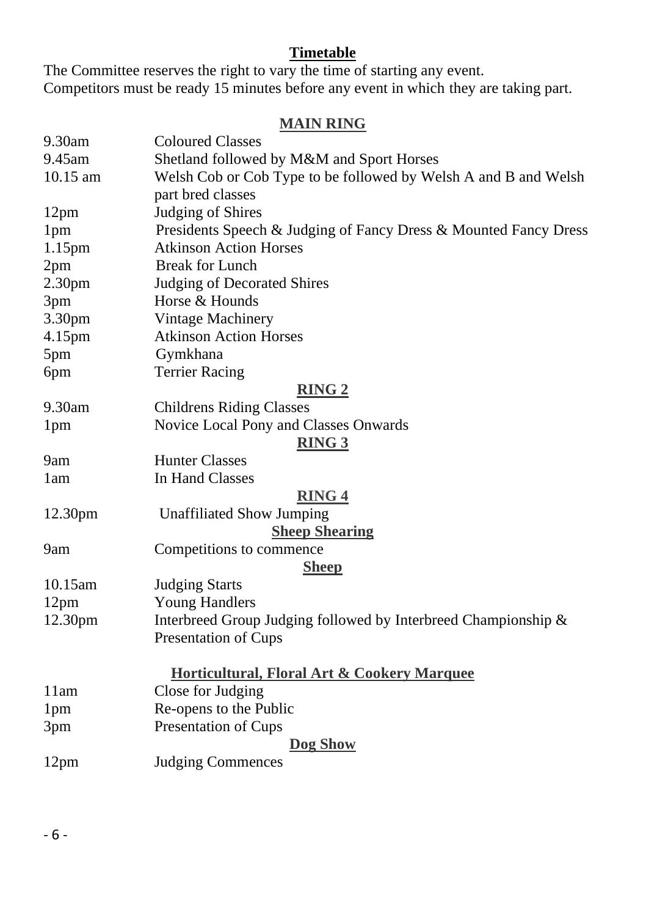# Timetable

The Committee reserves the right to vary the time of starting any event.
Competitors must be ready 15 minutes before any event in which they are taking part.

## MAIN RING

| | |
|---|---|
| 9.30am | Coloured Classes |
| 9.45am | Shetland followed by M&M and Sport Horses |
| 10.15 am | Welsh Cob or Cob Type to be followed by Welsh A and B and Welsh part bred classes |
| 12pm | Judging of Shires |
| 1pm | Presidents Speech & Judging of Fancy Dress & Mounted Fancy Dress |
| 1.15pm | Atkinson Action Horses |
| 2pm | Break for Lunch |
| 2.30pm | Judging of Decorated Shires |
| 3pm | Horse & Hounds |
| 3.30pm | Vintage Machinery |
| 4.15pm | Atkinson Action Horses |
| 5pm | Gymkhana |
| 6pm | Terrier Racing |

## RING 2

| | |
|---|---|
| 9.30am | Childrens Riding Classes |
| 1pm | Novice Local Pony and Classes Onwards |

## RING 3

| | |
|---|---|
| 9am | Hunter Classes |
| 1am | In Hand Classes |

## RING 4

| | |
|---|---|
| 12.30pm | Unaffiliated Show Jumping |

## Sheep Shearing

| | |
|---|---|
| 9am | Competitions to commence |

## Sheep

| | |
|---|---|
| 10.15am | Judging Starts |
| 12pm | Young Handlers |
| 12.30pm | Interbreed Group Judging followed by Interbreed Championship & Presentation of Cups |

## Horticultural, Floral Art & Cookery Marquee

| | |
|---|---|
| 11am | Close for Judging |
| 1pm | Re-opens to the Public |
| 3pm | Presentation of Cups |

## Dog Show

| | |
|---|---|
| 12pm | Judging Commences |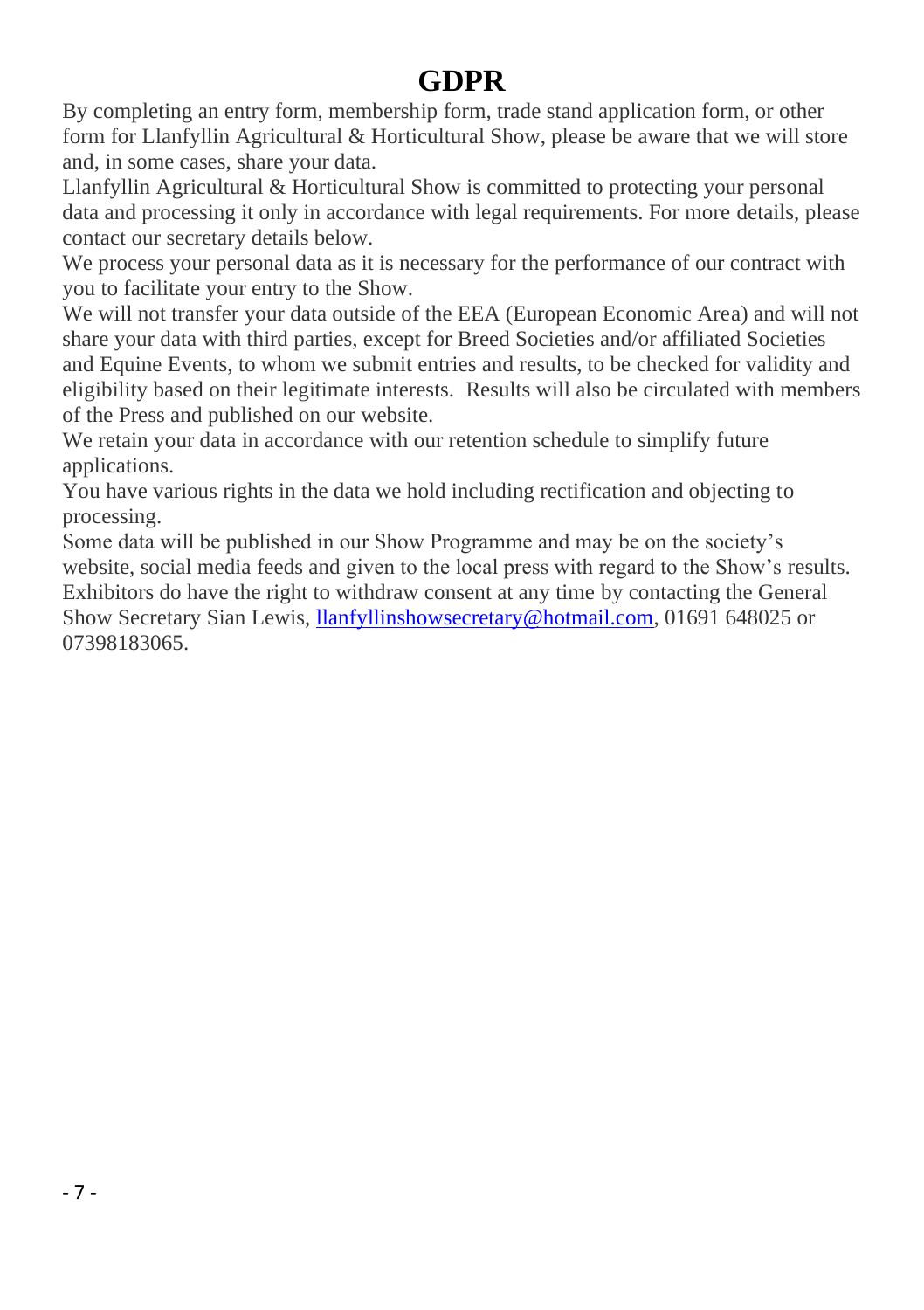# GDPR

By completing an entry form, membership form, trade stand application form, or other form for Llanfyllin Agricultural & Horticultural Show, please be aware that we will store and, in some cases, share your data.

Llanfyllin Agricultural & Horticultural Show is committed to protecting your personal data and processing it only in accordance with legal requirements. For more details, please contact our secretary details below.

We process your personal data as it is necessary for the performance of our contract with you to facilitate your entry to the Show.

We will not transfer your data outside of the EEA (European Economic Area) and will not share your data with third parties, except for Breed Societies and/or affiliated Societies and Equine Events, to whom we submit entries and results, to be checked for validity and eligibility based on their legitimate interests. Results will also be circulated with members of the Press and published on our website.

We retain your data in accordance with our retention schedule to simplify future applications.

You have various rights in the data we hold including rectification and objecting to processing.

Some data will be published in our Show Programme and may be on the society's website, social media feeds and given to the local press with regard to the Show's results. Exhibitors do have the right to withdraw consent at any time by contacting the General Show Secretary Sian Lewis, llanfyllinshowsecretary@hotmail.com, 01691 648025 or 07398183065.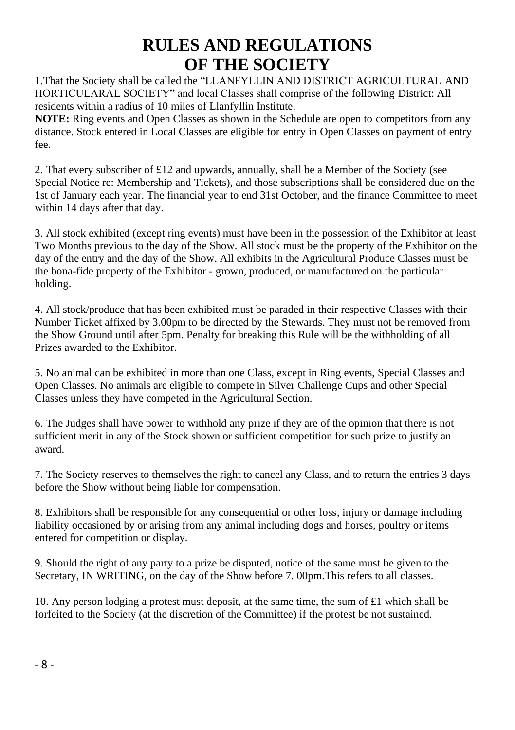# RULES AND REGULATIONS OF THE SOCIETY

1.That the Society shall be called the "LLANFYLLIN AND DISTRICT AGRICULTURAL AND HORTICULARAL SOCIETY" and local Classes shall comprise of the following District: All residents within a radius of 10 miles of Llanfyllin Institute.

**NOTE:** Ring events and Open Classes as shown in the Schedule are open to competitors from any distance. Stock entered in Local Classes are eligible for entry in Open Classes on payment of entry fee.

2. That every subscriber of £12 and upwards, annually, shall be a Member of the Society (see Special Notice re: Membership and Tickets), and those subscriptions shall be considered due on the 1st of January each year. The financial year to end 31st October, and the finance Committee to meet within 14 days after that day.

3. All stock exhibited (except ring events) must have been in the possession of the Exhibitor at least Two Months previous to the day of the Show. All stock must be the property of the Exhibitor on the day of the entry and the day of the Show. All exhibits in the Agricultural Produce Classes must be the bona-fide property of the Exhibitor - grown, produced, or manufactured on the particular holding.

4. All stock/produce that has been exhibited must be paraded in their respective Classes with their Number Ticket affixed by 3.00pm to be directed by the Stewards. They must not be removed from the Show Ground until after 5pm. Penalty for breaking this Rule will be the withholding of all Prizes awarded to the Exhibitor.

5. No animal can be exhibited in more than one Class, except in Ring events, Special Classes and Open Classes. No animals are eligible to compete in Silver Challenge Cups and other Special Classes unless they have competed in the Agricultural Section.

6. The Judges shall have power to withhold any prize if they are of the opinion that there is not sufficient merit in any of the Stock shown or sufficient competition for such prize to justify an award.

7. The Society reserves to themselves the right to cancel any Class, and to return the entries 3 days before the Show without being liable for compensation.

8. Exhibitors shall be responsible for any consequential or other loss, injury or damage including liability occasioned by or arising from any animal including dogs and horses, poultry or items entered for competition or display.

9. Should the right of any party to a prize be disputed, notice of the same must be given to the Secretary, IN WRITING, on the day of the Show before 7. 00pm.This refers to all classes.

10. Any person lodging a protest must deposit, at the same time, the sum of £1 which shall be forfeited to the Society (at the discretion of the Committee) if the protest be not sustained.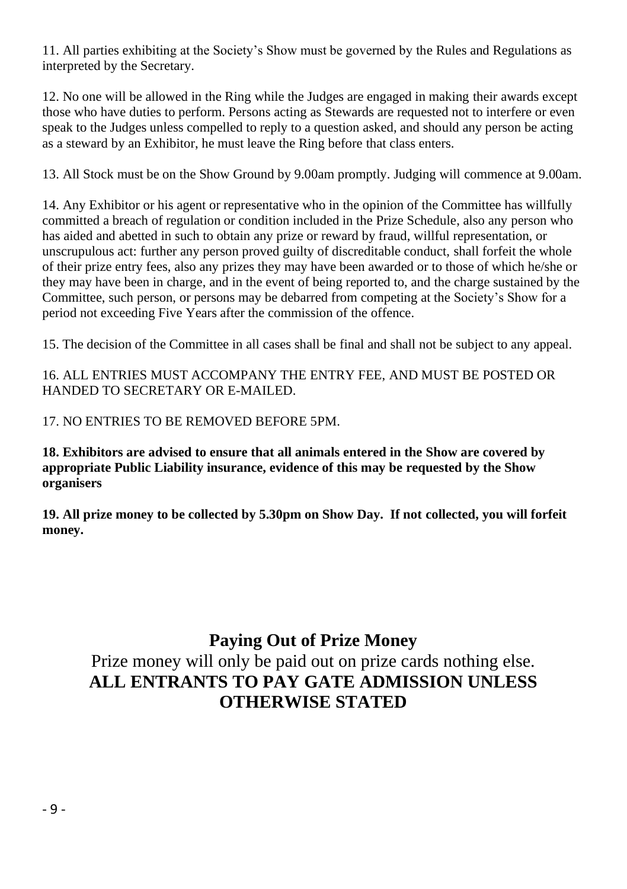11. All parties exhibiting at the Society's Show must be governed by the Rules and Regulations as interpreted by the Secretary.

12. No one will be allowed in the Ring while the Judges are engaged in making their awards except those who have duties to perform. Persons acting as Stewards are requested not to interfere or even speak to the Judges unless compelled to reply to a question asked, and should any person be acting as a steward by an Exhibitor, he must leave the Ring before that class enters.

13. All Stock must be on the Show Ground by 9.00am promptly. Judging will commence at 9.00am.

14. Any Exhibitor or his agent or representative who in the opinion of the Committee has willfully committed a breach of regulation or condition included in the Prize Schedule, also any person who has aided and abetted in such to obtain any prize or reward by fraud, willful representation, or unscrupulous act: further any person proved guilty of discreditable conduct, shall forfeit the whole of their prize entry fees, also any prizes they may have been awarded or to those of which he/she or they may have been in charge, and in the event of being reported to, and the charge sustained by the Committee, such person, or persons may be debarred from competing at the Society's Show for a period not exceeding Five Years after the commission of the offence.

15. The decision of the Committee in all cases shall be final and shall not be subject to any appeal.

16. ALL ENTRIES MUST ACCOMPANY THE ENTRY FEE, AND MUST BE POSTED OR HANDED TO SECRETARY OR E-MAILED.

17. NO ENTRIES TO BE REMOVED BEFORE 5PM.

**18. Exhibitors are advised to ensure that all animals entered in the Show are covered by appropriate Public Liability insurance, evidence of this may be requested by the Show organisers**

**19. All prize money to be collected by 5.30pm on Show Day. If not collected, you will forfeit money.**

## Paying Out of Prize Money

Prize money will only be paid out on prize cards nothing else.

**ALL ENTRANTS TO PAY GATE ADMISSION UNLESS OTHERWISE STATED**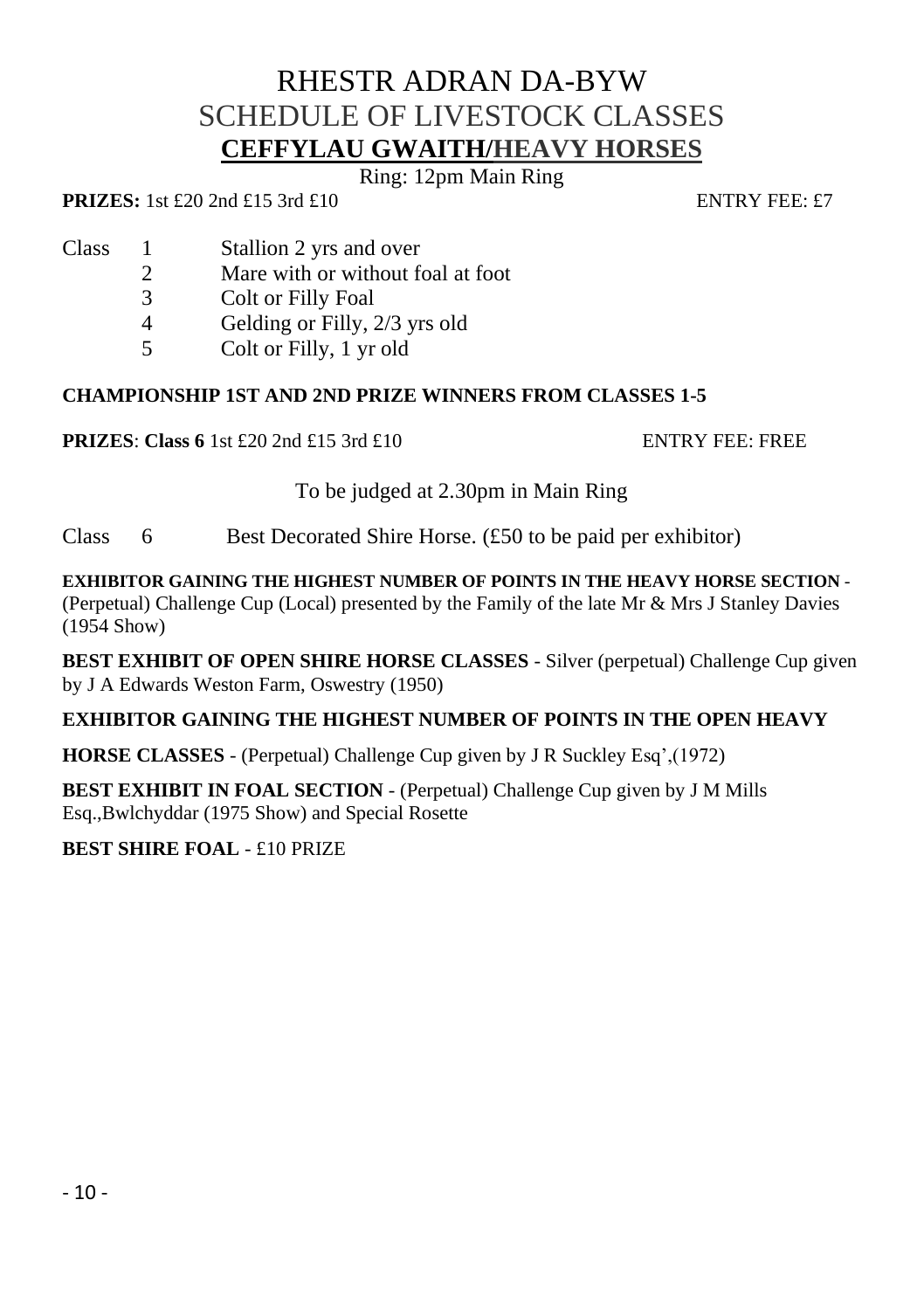# RHESTR ADRAN DA-BYW
## SCHEDULE OF LIVESTOCK CLASSES
## CEFFYLAU GWAITH/HEAVY HORSES

Ring: 12pm Main Ring

**PRIZES:** 1st £20 2nd £15 3rd £10 ENTRY FEE: £7

Class 1 Stallion 2 yrs and over
2 Mare with or without foal at foot
3 Colt or Filly Foal
4 Gelding or Filly, 2/3 yrs old
5 Colt or Filly, 1 yr old

**CHAMPIONSHIP 1ST AND 2ND PRIZE WINNERS FROM CLASSES 1-5**

**PRIZES**: **Class 6** 1st £20 2nd £15 3rd £10 ENTRY FEE: FREE

To be judged at 2.30pm in Main Ring

Class 6 Best Decorated Shire Horse. (£50 to be paid per exhibitor)

**EXHIBITOR GAINING THE HIGHEST NUMBER OF POINTS IN THE HEAVY HORSE SECTION** - (Perpetual) Challenge Cup (Local) presented by the Family of the late Mr & Mrs J Stanley Davies (1954 Show)

**BEST EXHIBIT OF OPEN SHIRE HORSE CLASSES** - Silver (perpetual) Challenge Cup given by J A Edwards Weston Farm, Oswestry (1950)

**EXHIBITOR GAINING THE HIGHEST NUMBER OF POINTS IN THE OPEN HEAVY**

**HORSE CLASSES** - (Perpetual) Challenge Cup given by J R Suckley Esq',(1972)

**BEST EXHIBIT IN FOAL SECTION** - (Perpetual) Challenge Cup given by J M Mills Esq.,Bwlchyddar (1975 Show) and Special Rosette

**BEST SHIRE FOAL** - £10 PRIZE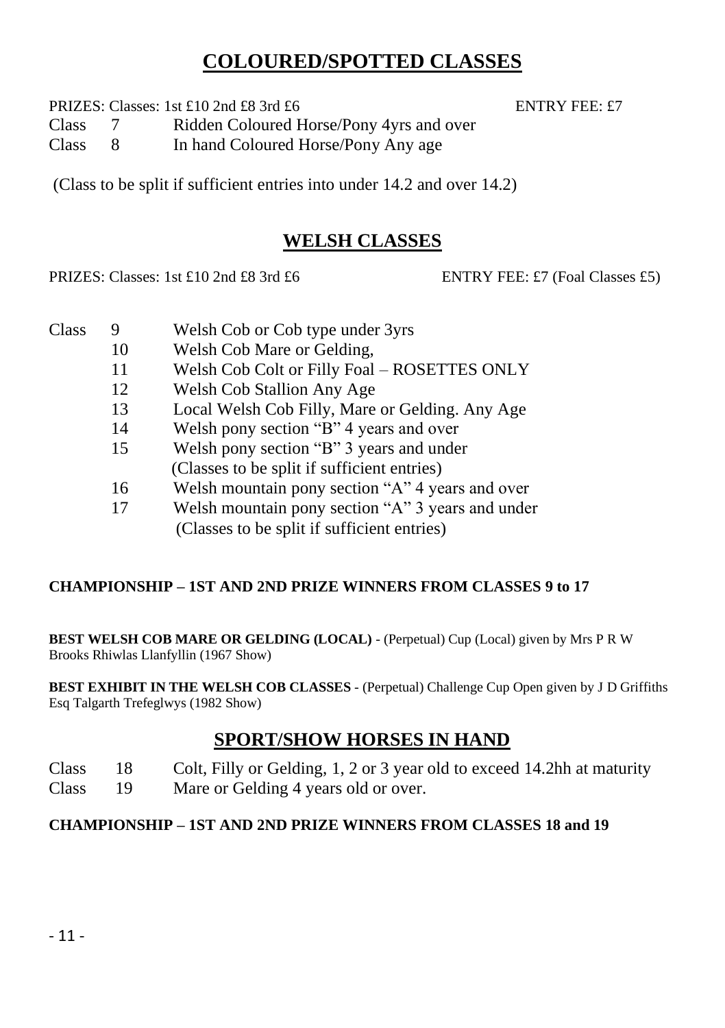# COLOURED/SPOTTED CLASSES

PRIZES: Classes: 1st £10 2nd £8 3rd £6 ENTRY FEE: £7

Class 7 Ridden Coloured Horse/Pony 4yrs and over
Class 8 In hand Coloured Horse/Pony Any age

(Class to be split if sufficient entries into under 14.2 and over 14.2)

# WELSH CLASSES

PRIZES: Classes: 1st £10 2nd £8 3rd £6 ENTRY FEE: £7 (Foal Classes £5)

Class 9 Welsh Cob or Cob type under 3yrs
10 Welsh Cob Mare or Gelding,
11 Welsh Cob Colt or Filly Foal – ROSETTES ONLY
12 Welsh Cob Stallion Any Age
13 Local Welsh Cob Filly, Mare or Gelding. Any Age
14 Welsh pony section "B" 4 years and over
15 Welsh pony section "B" 3 years and under
(Classes to be split if sufficient entries)
16 Welsh mountain pony section "A" 4 years and over
17 Welsh mountain pony section "A" 3 years and under
(Classes to be split if sufficient entries)

**CHAMPIONSHIP – 1ST AND 2ND PRIZE WINNERS FROM CLASSES 9 to 17**

**BEST WELSH COB MARE OR GELDING (LOCAL)** - (Perpetual) Cup (Local) given by Mrs P R W Brooks Rhiwlas Llanfyllin (1967 Show)

**BEST EXHIBIT IN THE WELSH COB CLASSES** - (Perpetual) Challenge Cup Open given by J D Griffiths Esq Talgarth Trefeglwys (1982 Show)

# SPORT/SHOW HORSES IN HAND

Class 18 Colt, Filly or Gelding, 1, 2 or 3 year old to exceed 14.2hh at maturity
Class 19 Mare or Gelding 4 years old or over.

**CHAMPIONSHIP – 1ST AND 2ND PRIZE WINNERS FROM CLASSES 18 and 19**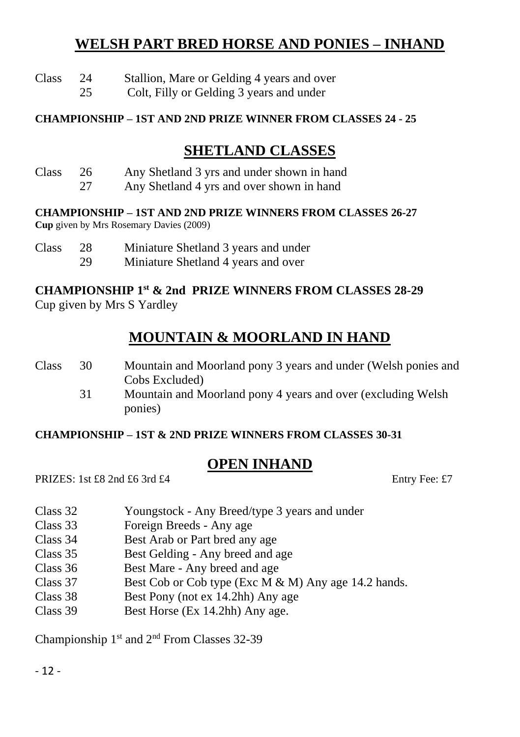## WELSH PART BRED HORSE AND PONIES – INHAND

Class 24 Stallion, Mare or Gelding 4 years and over
25 Colt, Filly or Gelding 3 years and under

**CHAMPIONSHIP – 1ST AND 2ND PRIZE WINNER FROM CLASSES 24 - 25**

## SHETLAND CLASSES

Class 26 Any Shetland 3 yrs and under shown in hand
27 Any Shetland 4 yrs and over shown in hand

**CHAMPIONSHIP – 1ST AND 2ND PRIZE WINNERS FROM CLASSES 26-27**
**Cup** given by Mrs Rosemary Davies (2009)

Class 28 Miniature Shetland 3 years and under
29 Miniature Shetland 4 years and over

**CHAMPIONSHIP 1st & 2nd PRIZE WINNERS FROM CLASSES 28-29**
Cup given by Mrs S Yardley

## MOUNTAIN & MOORLAND IN HAND

Class 30 Mountain and Moorland pony 3 years and under (Welsh ponies and Cobs Excluded)
31 Mountain and Moorland pony 4 years and over (excluding Welsh ponies)

**CHAMPIONSHIP – 1ST & 2ND PRIZE WINNERS FROM CLASSES 30-31**

## OPEN INHAND

PRIZES: 1st £8 2nd £6 3rd £4 Entry Fee: £7

Class 32 Youngstock - Any Breed/type 3 years and under
Class 33 Foreign Breeds - Any age
Class 34 Best Arab or Part bred any age
Class 35 Best Gelding - Any breed and age
Class 36 Best Mare - Any breed and age
Class 37 Best Cob or Cob type (Exc M & M) Any age 14.2 hands.
Class 38 Best Pony (not ex 14.2hh) Any age
Class 39 Best Horse (Ex 14.2hh) Any age.

Championship 1st and 2nd From Classes 32-39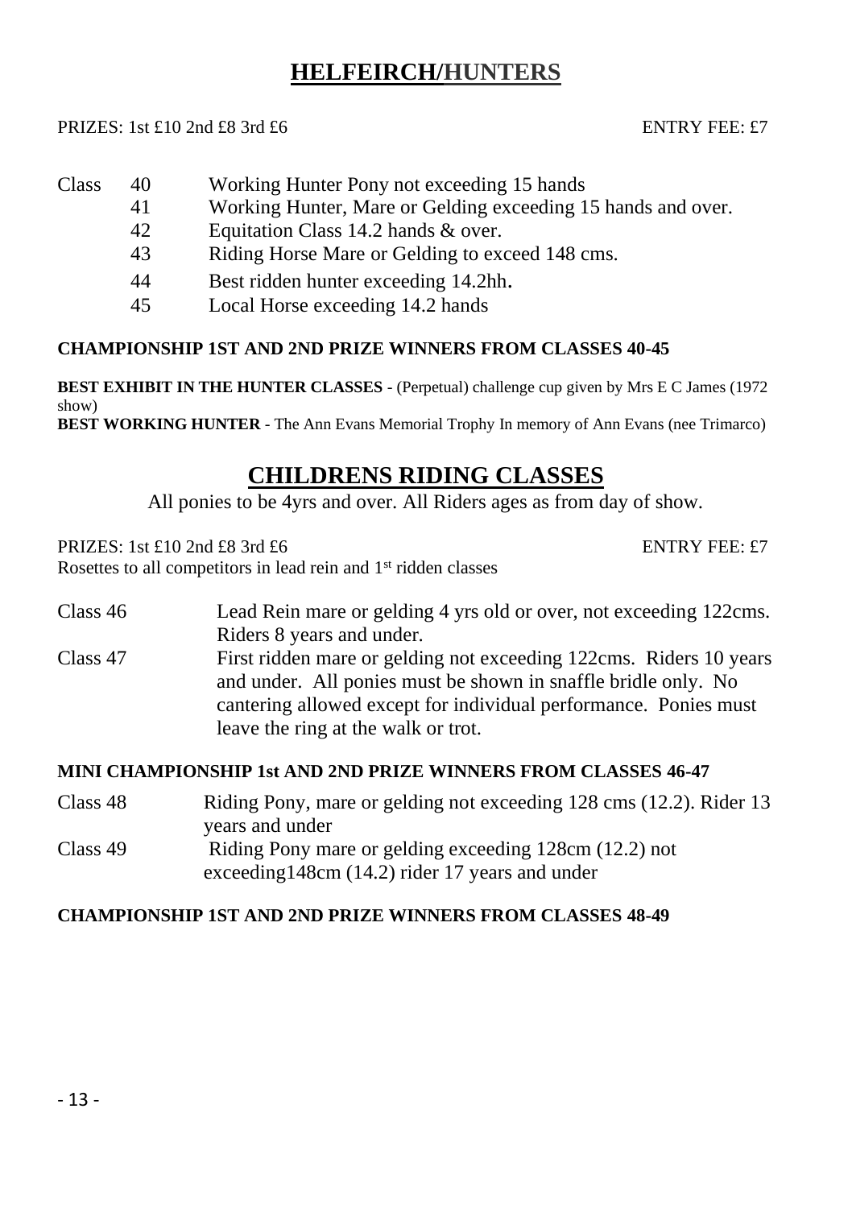# HELFEIRCH/HUNTERS

PRIZES: 1st £10 2nd £8 3rd £6 ENTRY FEE: £7

Class 40 Working Hunter Pony not exceeding 15 hands
41 Working Hunter, Mare or Gelding exceeding 15 hands and over.
42 Equitation Class 14.2 hands & over.
43 Riding Horse Mare or Gelding to exceed 148 cms.
44 Best ridden hunter exceeding 14.2hh.
45 Local Horse exceeding 14.2 hands

**CHAMPIONSHIP 1ST AND 2ND PRIZE WINNERS FROM CLASSES 40-45**

**BEST EXHIBIT IN THE HUNTER CLASSES** - (Perpetual) challenge cup given by Mrs E C James (1972 show)
**BEST WORKING HUNTER** - The Ann Evans Memorial Trophy In memory of Ann Evans (nee Trimarco)

# CHILDRENS RIDING CLASSES

All ponies to be 4yrs and over. All Riders ages as from day of show.

PRIZES: 1st £10 2nd £8 3rd £6 ENTRY FEE: £7
Rosettes to all competitors in lead rein and 1st ridden classes

Class 46 Lead Rein mare or gelding 4 yrs old or over, not exceeding 122cms. Riders 8 years and under.

Class 47 First ridden mare or gelding not exceeding 122cms. Riders 10 years and under. All ponies must be shown in snaffle bridle only. No cantering allowed except for individual performance. Ponies must leave the ring at the walk or trot.

**MINI CHAMPIONSHIP 1st AND 2ND PRIZE WINNERS FROM CLASSES 46-47**

Class 48 Riding Pony, mare or gelding not exceeding 128 cms (12.2). Rider 13 years and under

Class 49 Riding Pony mare or gelding exceeding 128cm (12.2) not exceeding148cm (14.2) rider 17 years and under

**CHAMPIONSHIP 1ST AND 2ND PRIZE WINNERS FROM CLASSES 48-49**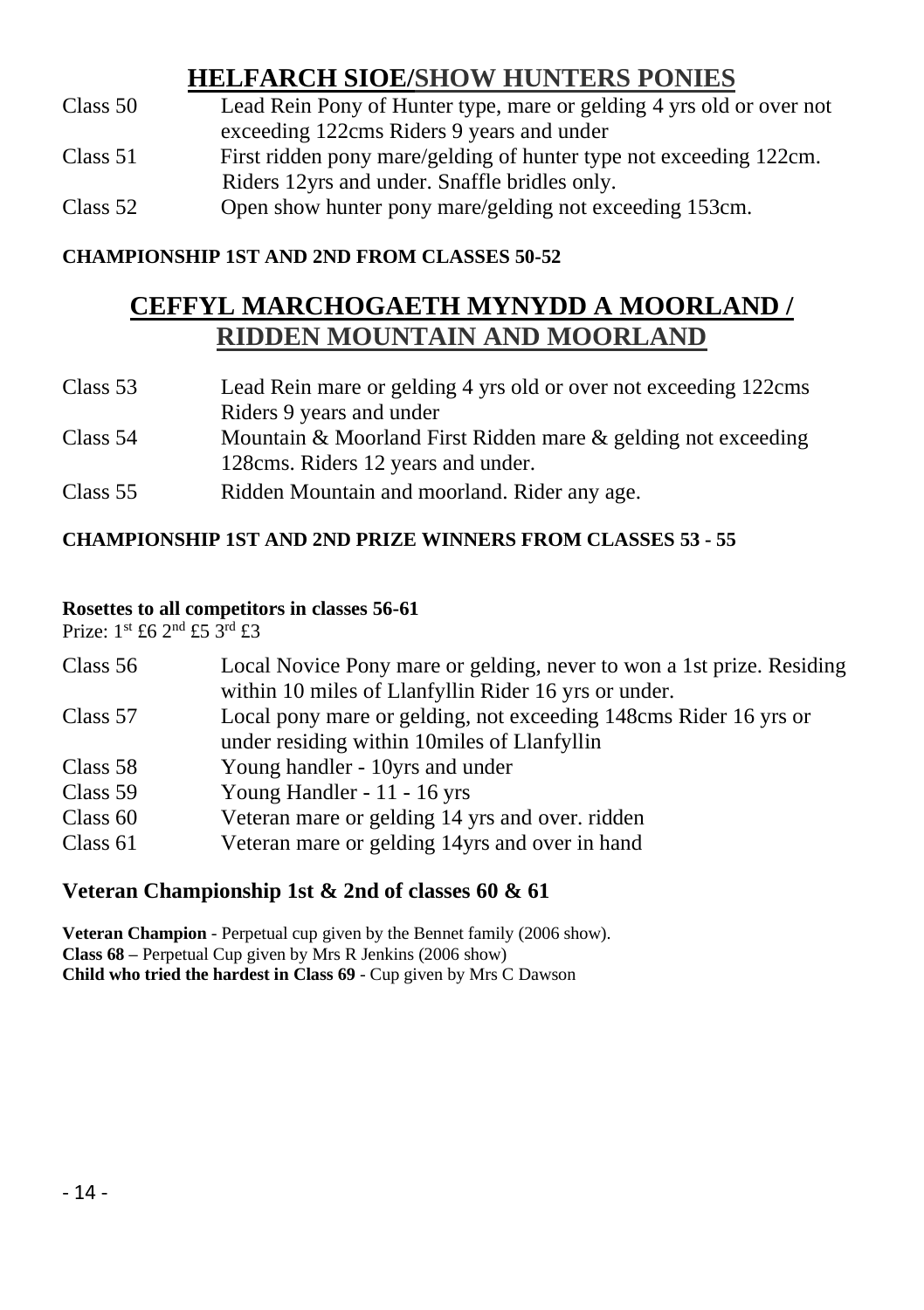## HELFARCH SIOE/SHOW HUNTERS PONIES

Class 50 Lead Rein Pony of Hunter type, mare or gelding 4 yrs old or over not exceeding 122cms Riders 9 years and under

Class 51 First ridden pony mare/gelding of hunter type not exceeding 122cm. Riders 12yrs and under. Snaffle bridles only.

Class 52 Open show hunter pony mare/gelding not exceeding 153cm.

**CHAMPIONSHIP 1ST AND 2ND FROM CLASSES 50-52**

## CEFFYL MARCHOGAETH MYNYDD A MOORLAND / RIDDEN MOUNTAIN AND MOORLAND

Class 53 Lead Rein mare or gelding 4 yrs old or over not exceeding 122cms Riders 9 years and under

Class 54 Mountain & Moorland First Ridden mare & gelding not exceeding 128cms. Riders 12 years and under.

Class 55 Ridden Mountain and moorland. Rider any age.

**CHAMPIONSHIP 1ST AND 2ND PRIZE WINNERS FROM CLASSES 53 - 55**

**Rosettes to all competitors in classes 56-61**

Prize: 1st £6 2nd £5 3rd £3

Class 56 Local Novice Pony mare or gelding, never to won a 1st prize. Residing within 10 miles of Llanfyllin Rider 16 yrs or under.

Class 57 Local pony mare or gelding, not exceeding 148cms Rider 16 yrs or under residing within 10miles of Llanfyllin

Class 58 Young handler - 10yrs and under

Class 59 Young Handler - 11 - 16 yrs

Class 60 Veteran mare or gelding 14 yrs and over. ridden

Class 61 Veteran mare or gelding 14yrs and over in hand

### Veteran Championship 1st & 2nd of classes 60 & 61

**Veteran Champion** - Perpetual cup given by the Bennet family (2006 show).

**Class 68 –** Perpetual Cup given by Mrs R Jenkins (2006 show)

**Child who tried the hardest in Class 69** - Cup given by Mrs C Dawson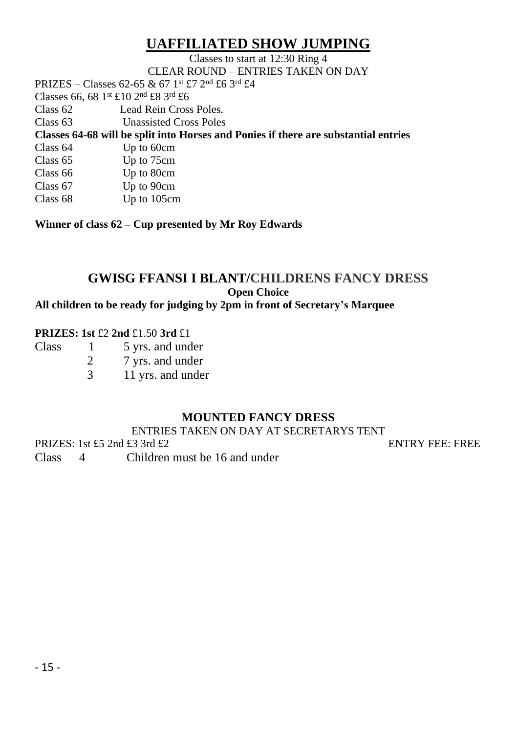# UAFFILIATED SHOW JUMPING

Classes to start at 12:30 Ring 4

CLEAR ROUND – ENTRIES TAKEN ON DAY

PRIZES – Classes 62-65 & 67 1st £7 2nd £6 3rd £4

Classes 66, 68 1st £10 2nd £8 3rd £6

Class 62 Lead Rein Cross Poles.

Class 63 Unassisted Cross Poles

**Classes 64-68 will be split into Horses and Ponies if there are substantial entries**

Class 64 Up to 60cm

Class 65 Up to 75cm

Class 66 Up to 80cm

Class 67 Up to 90cm

Class 68 Up to 105cm

**Winner of class 62 – Cup presented by Mr Roy Edwards**

## GWISG FFANSI I BLANT/CHILDRENS FANCY DRESS

**Open Choice**

**All children to be ready for judging by 2pm in front of Secretary's Marquee**

**PRIZES: 1st** £2 **2nd** £1.50 **3rd** £1

Class 1 5 yrs. and under

2 7 yrs. and under

3 11 yrs. and under

## MOUNTED FANCY DRESS

ENTRIES TAKEN ON DAY AT SECRETARYS TENT

PRIZES: 1st £5 2nd £3 3rd £2 ENTRY FEE: FREE

Class 4 Children must be 16 and under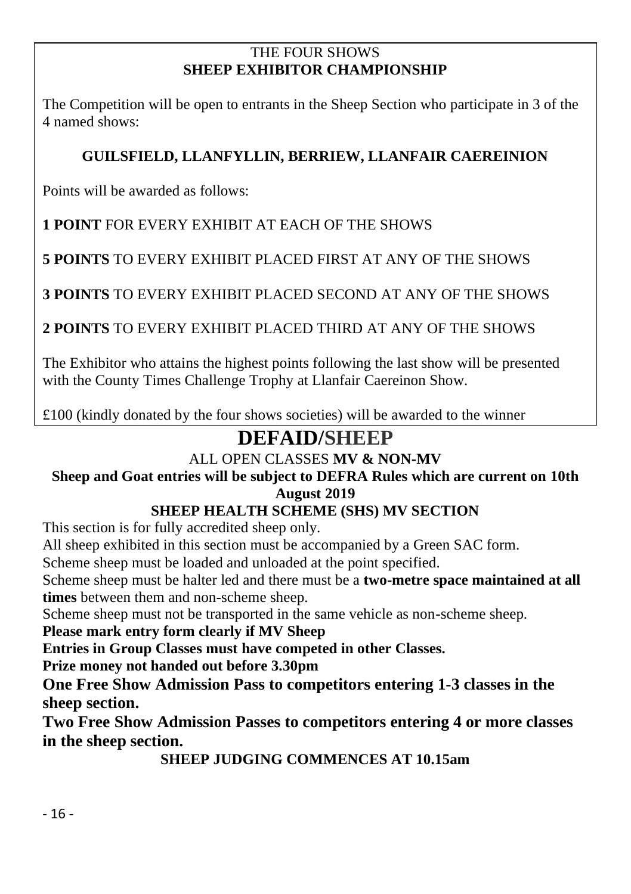THE FOUR SHOWS
**SHEEP EXHIBITOR CHAMPIONSHIP**

The Competition will be open to entrants in the Sheep Section who participate in 3 of the 4 named shows:

**GUILSFIELD, LLANFYLLIN, BERRIEW, LLANFAIR CAEREINION**

Points will be awarded as follows:

**1 POINT** FOR EVERY EXHIBIT AT EACH OF THE SHOWS

**5 POINTS** TO EVERY EXHIBIT PLACED FIRST AT ANY OF THE SHOWS

**3 POINTS** TO EVERY EXHIBIT PLACED SECOND AT ANY OF THE SHOWS

**2 POINTS** TO EVERY EXHIBIT PLACED THIRD AT ANY OF THE SHOWS

The Exhibitor who attains the highest points following the last show will be presented with the County Times Challenge Trophy at Llanfair Caereinon Show.

£100 (kindly donated by the four shows societies) will be awarded to the winner

# DEFAID/SHEEP

ALL OPEN CLASSES **MV & NON-MV**

**Sheep and Goat entries will be subject to DEFRA Rules which are current on 10th August 2019**

**SHEEP HEALTH SCHEME (SHS) MV SECTION**

This section is for fully accredited sheep only.

All sheep exhibited in this section must be accompanied by a Green SAC form.

Scheme sheep must be loaded and unloaded at the point specified.

Scheme sheep must be halter led and there must be a **two-metre space maintained at all times** between them and non-scheme sheep.

Scheme sheep must not be transported in the same vehicle as non-scheme sheep.

**Please mark entry form clearly if MV Sheep**

**Entries in Group Classes must have competed in other Classes.**

**Prize money not handed out before 3.30pm**

**One Free Show Admission Pass to competitors entering 1-3 classes in the sheep section.**

**Two Free Show Admission Passes to competitors entering 4 or more classes in the sheep section.**

**SHEEP JUDGING COMMENCES AT 10.15am**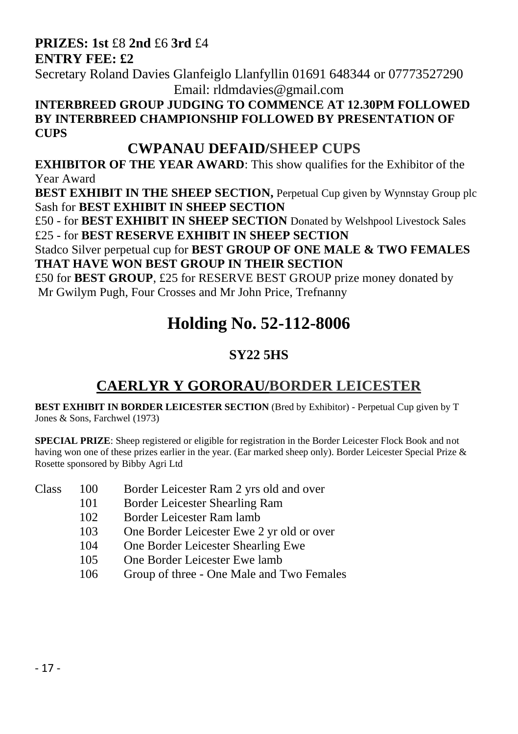**PRIZES: 1st** £8 **2nd** £6 **3rd** £4
**ENTRY FEE: £2**

Secretary Roland Davies Glanfeiglo Llanfyllin 01691 648344 or 07773527290
Email: rldmdavies@gmail.com

**INTERBREED GROUP JUDGING TO COMMENCE AT 12.30PM FOLLOWED BY INTERBREED CHAMPIONSHIP FOLLOWED BY PRESENTATION OF CUPS**

## CWPANAU DEFAID/SHEEP CUPS

**EXHIBITOR OF THE YEAR AWARD**: This show qualifies for the Exhibitor of the Year Award

**BEST EXHIBIT IN THE SHEEP SECTION,** Perpetual Cup given by Wynnstay Group plc

Sash for **BEST EXHIBIT IN SHEEP SECTION**

£50 - for **BEST EXHIBIT IN SHEEP SECTION** Donated by Welshpool Livestock Sales

£25 - for **BEST RESERVE EXHIBIT IN SHEEP SECTION**

Stadco Silver perpetual cup for **BEST GROUP OF ONE MALE & TWO FEMALES THAT HAVE WON BEST GROUP IN THEIR SECTION**

£50 for **BEST GROUP**, £25 for RESERVE BEST GROUP prize money donated by Mr Gwilym Pugh, Four Crosses and Mr John Price, Trefnanny

# Holding No. 52-112-8006

### SY22 5HS

## CAERLYR Y GORORAU/BORDER LEICESTER

**BEST EXHIBIT IN BORDER LEICESTER SECTION** (Bred by Exhibitor) - Perpetual Cup given by T Jones & Sons, Farchwel (1973)

**SPECIAL PRIZE**: Sheep registered or eligible for registration in the Border Leicester Flock Book and not having won one of these prizes earlier in the year. (Ear marked sheep only). Border Leicester Special Prize & Rosette sponsored by Bibby Agri Ltd

Class 100 Border Leicester Ram 2 yrs old and over
101 Border Leicester Shearling Ram
102 Border Leicester Ram lamb
103 One Border Leicester Ewe 2 yr old or over
104 One Border Leicester Shearling Ewe
105 One Border Leicester Ewe lamb
106 Group of three - One Male and Two Females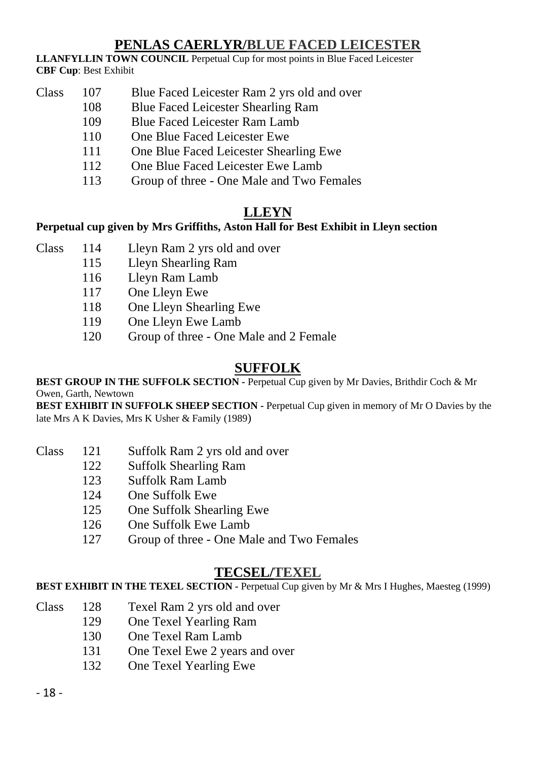## PENLAS CAERLYR/BLUE FACED LEICESTER

**LLANFYLLIN TOWN COUNCIL** Perpetual Cup for most points in Blue Faced Leicester
**CBF Cup**: Best Exhibit

Class 107 Blue Faced Leicester Ram 2 yrs old and over
108 Blue Faced Leicester Shearling Ram
109 Blue Faced Leicester Ram Lamb
110 One Blue Faced Leicester Ewe
111 One Blue Faced Leicester Shearling Ewe
112 One Blue Faced Leicester Ewe Lamb
113 Group of three - One Male and Two Females

## LLEYN

**Perpetual cup given by Mrs Griffiths, Aston Hall for Best Exhibit in Lleyn section**

Class 114 Lleyn Ram 2 yrs old and over
115 Lleyn Shearling Ram
116 Lleyn Ram Lamb
117 One Lleyn Ewe
118 One Lleyn Shearling Ewe
119 One Lleyn Ewe Lamb
120 Group of three - One Male and 2 Female

## SUFFOLK

**BEST GROUP IN THE SUFFOLK SECTION -** Perpetual Cup given by Mr Davies, Brithdir Coch & Mr Owen, Garth, Newtown
**BEST EXHIBIT IN SUFFOLK SHEEP SECTION -** Perpetual Cup given in memory of Mr O Davies by the late Mrs A K Davies, Mrs K Usher & Family (1989)

Class 121 Suffolk Ram 2 yrs old and over
122 Suffolk Shearling Ram
123 Suffolk Ram Lamb
124 One Suffolk Ewe
125 One Suffolk Shearling Ewe
126 One Suffolk Ewe Lamb
127 Group of three - One Male and Two Females

## TECSEL/TEXEL

**BEST EXHIBIT IN THE TEXEL SECTION -** Perpetual Cup given by Mr & Mrs I Hughes, Maesteg (1999)

Class 128 Texel Ram 2 yrs old and over
129 One Texel Yearling Ram
130 One Texel Ram Lamb
131 One Texel Ewe 2 years and over
132 One Texel Yearling Ewe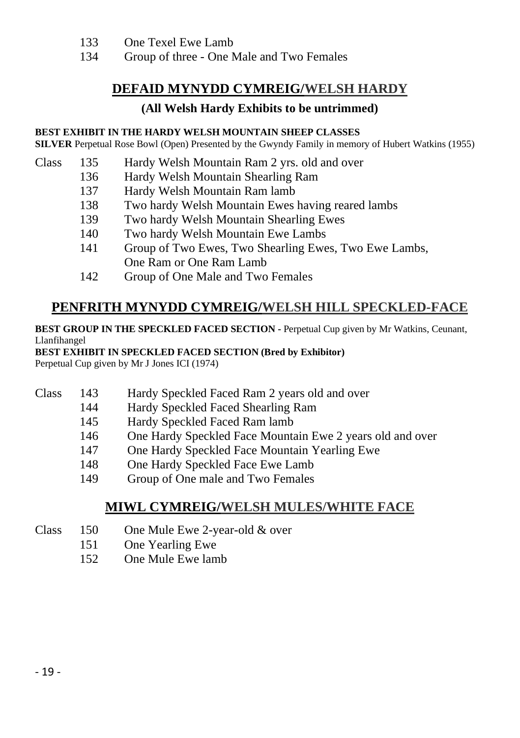133 One Texel Ewe Lamb
134 Group of three - One Male and Two Females

## DEFAID MYNYDD CYMREIG/WELSH HARDY

### (All Welsh Hardy Exhibits to be untrimmed)

**BEST EXHIBIT IN THE HARDY WELSH MOUNTAIN SHEEP CLASSES**
**SILVER** Perpetual Rose Bowl (Open) Presented by the Gwyndy Family in memory of Hubert Watkins (1955)

Class 135 Hardy Welsh Mountain Ram 2 yrs. old and over
136 Hardy Welsh Mountain Shearling Ram
137 Hardy Welsh Mountain Ram lamb
138 Two hardy Welsh Mountain Ewes having reared lambs
139 Two hardy Welsh Mountain Shearling Ewes
140 Two hardy Welsh Mountain Ewe Lambs
141 Group of Two Ewes, Two Shearling Ewes, Two Ewe Lambs, One Ram or One Ram Lamb
142 Group of One Male and Two Females

## PENFRITH MYNYDD CYMREIG/WELSH HILL SPECKLED-FACE

**BEST GROUP IN THE SPECKLED FACED SECTION -** Perpetual Cup given by Mr Watkins, Ceunant, Llanfihangel
**BEST EXHIBIT IN SPECKLED FACED SECTION (Bred by Exhibitor)**
Perpetual Cup given by Mr J Jones ICI (1974)

Class 143 Hardy Speckled Faced Ram 2 years old and over
144 Hardy Speckled Faced Shearling Ram
145 Hardy Speckled Faced Ram lamb
146 One Hardy Speckled Face Mountain Ewe 2 years old and over
147 One Hardy Speckled Face Mountain Yearling Ewe
148 One Hardy Speckled Face Ewe Lamb
149 Group of One male and Two Females

## MIWL CYMREIG/WELSH MULES/WHITE FACE

Class 150 One Mule Ewe 2-year-old & over
151 One Yearling Ewe
152 One Mule Ewe lamb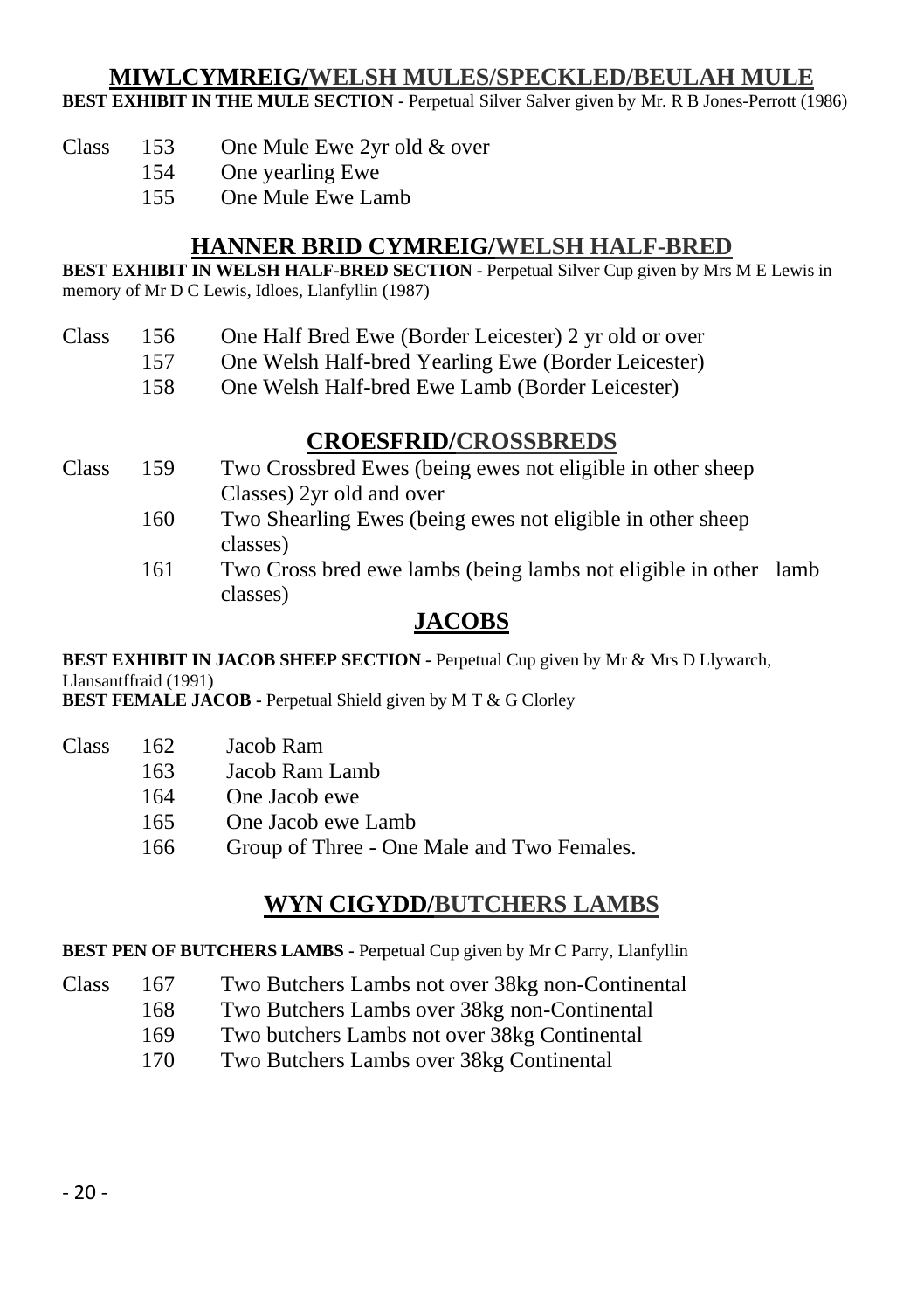## MIWLCYMREIG/WELSH MULES/SPECKLED/BEULAH MULE

**BEST EXHIBIT IN THE MULE SECTION -** Perpetual Silver Salver given by Mr. R B Jones-Perrott (1986)

Class 153 One Mule Ewe 2yr old & over
154 One yearling Ewe
155 One Mule Ewe Lamb

## HANNER BRID CYMREIG/WELSH HALF-BRED

**BEST EXHIBIT IN WELSH HALF-BRED SECTION -** Perpetual Silver Cup given by Mrs M E Lewis in memory of Mr D C Lewis, Idloes, Llanfyllin (1987)

Class 156 One Half Bred Ewe (Border Leicester) 2 yr old or over
157 One Welsh Half-bred Yearling Ewe (Border Leicester)
158 One Welsh Half-bred Ewe Lamb (Border Leicester)

## CROESFRID/CROSSBREDS

Class 159 Two Crossbred Ewes (being ewes not eligible in other sheep Classes) 2yr old and over
160 Two Shearling Ewes (being ewes not eligible in other sheep classes)
161 Two Cross bred ewe lambs (being lambs not eligible in other lamb classes)

## JACOBS

**BEST EXHIBIT IN JACOB SHEEP SECTION -** Perpetual Cup given by Mr & Mrs D Llywarch, Llansantffraid (1991)
**BEST FEMALE JACOB -** Perpetual Shield given by M T & G Clorley

Class 162 Jacob Ram
163 Jacob Ram Lamb
164 One Jacob ewe
165 One Jacob ewe Lamb
166 Group of Three - One Male and Two Females.

## WYN CIGYDD/BUTCHERS LAMBS

**BEST PEN OF BUTCHERS LAMBS -** Perpetual Cup given by Mr C Parry, Llanfyllin

Class 167 Two Butchers Lambs not over 38kg non-Continental
168 Two Butchers Lambs over 38kg non-Continental
169 Two butchers Lambs not over 38kg Continental
170 Two Butchers Lambs over 38kg Continental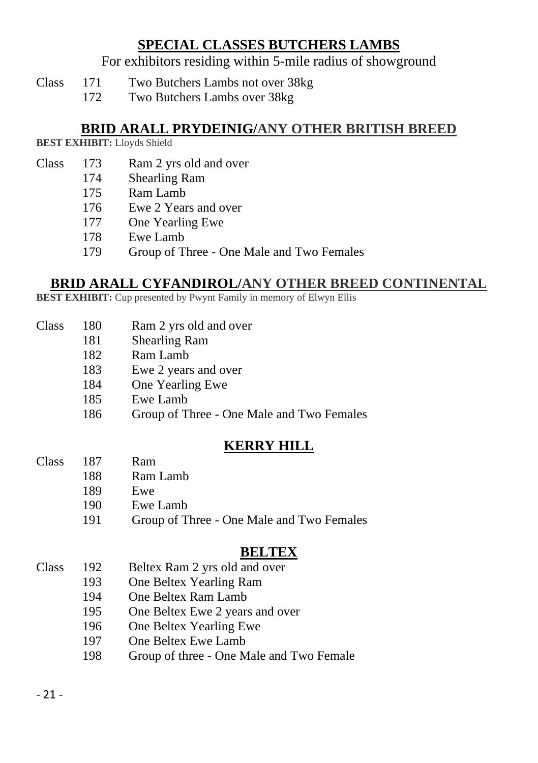## SPECIAL CLASSES BUTCHERS LAMBS

For exhibitors residing within 5-mile radius of showground

Class 171 Two Butchers Lambs not over 38kg
172 Two Butchers Lambs over 38kg

## BRID ARALL PRYDEINIG/ANY OTHER BRITISH BREED

**BEST EXHIBIT:** Lloyds Shield

Class 173 Ram 2 yrs old and over
174 Shearling Ram
175 Ram Lamb
176 Ewe 2 Years and over
177 One Yearling Ewe
178 Ewe Lamb
179 Group of Three - One Male and Two Females

## BRID ARALL CYFANDIROL/ANY OTHER BREED CONTINENTAL

**BEST EXHIBIT:** Cup presented by Pwynt Family in memory of Elwyn Ellis

Class 180 Ram 2 yrs old and over
181 Shearling Ram
182 Ram Lamb
183 Ewe 2 years and over
184 One Yearling Ewe
185 Ewe Lamb
186 Group of Three - One Male and Two Females

## KERRY HILL

Class 187 Ram
188 Ram Lamb
189 Ewe
190 Ewe Lamb
191 Group of Three - One Male and Two Females

## BELTEX

Class 192 Beltex Ram 2 yrs old and over
193 One Beltex Yearling Ram
194 One Beltex Ram Lamb
195 One Beltex Ewe 2 years and over
196 One Beltex Yearling Ewe
197 One Beltex Ewe Lamb
198 Group of three - One Male and Two Female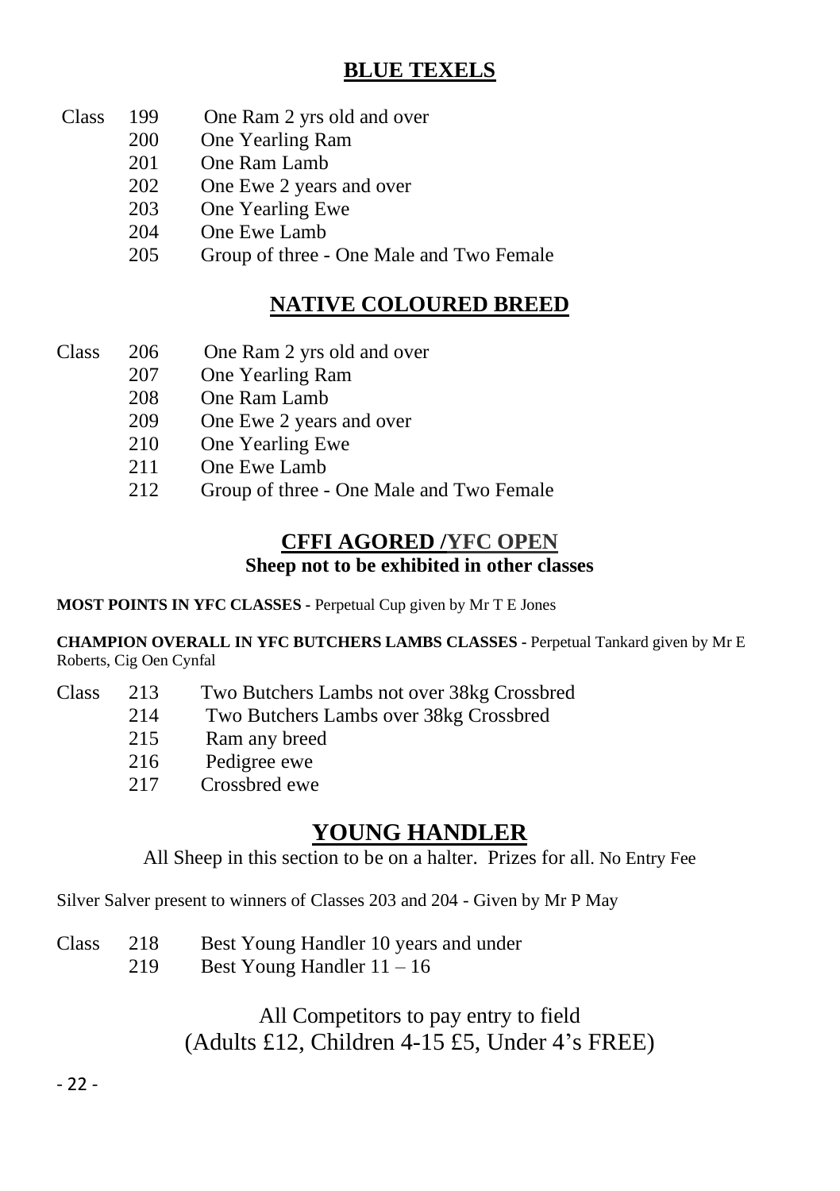## BLUE TEXELS

Class 199 One Ram 2 yrs old and over
200 One Yearling Ram
201 One Ram Lamb
202 One Ewe 2 years and over
203 One Yearling Ewe
204 One Ewe Lamb
205 Group of three - One Male and Two Female

## NATIVE COLOURED BREED

Class 206 One Ram 2 yrs old and over
207 One Yearling Ram
208 One Ram Lamb
209 One Ewe 2 years and over
210 One Yearling Ewe
211 One Ewe Lamb
212 Group of three - One Male and Two Female

## CFFI AGORED /YFC OPEN

**Sheep not to be exhibited in other classes**

**MOST POINTS IN YFC CLASSES** - Perpetual Cup given by Mr T E Jones

**CHAMPION OVERALL IN YFC BUTCHERS LAMBS CLASSES** - Perpetual Tankard given by Mr E Roberts, Cig Oen Cynfal

Class 213 Two Butchers Lambs not over 38kg Crossbred
214 Two Butchers Lambs over 38kg Crossbred
215 Ram any breed
216 Pedigree ewe
217 Crossbred ewe

## YOUNG HANDLER

All Sheep in this section to be on a halter. Prizes for all. No Entry Fee

Silver Salver present to winners of Classes 203 and 204 - Given by Mr P May

Class 218 Best Young Handler 10 years and under
219 Best Young Handler 11 – 16

All Competitors to pay entry to field
(Adults £12, Children 4-15 £5, Under 4's FREE)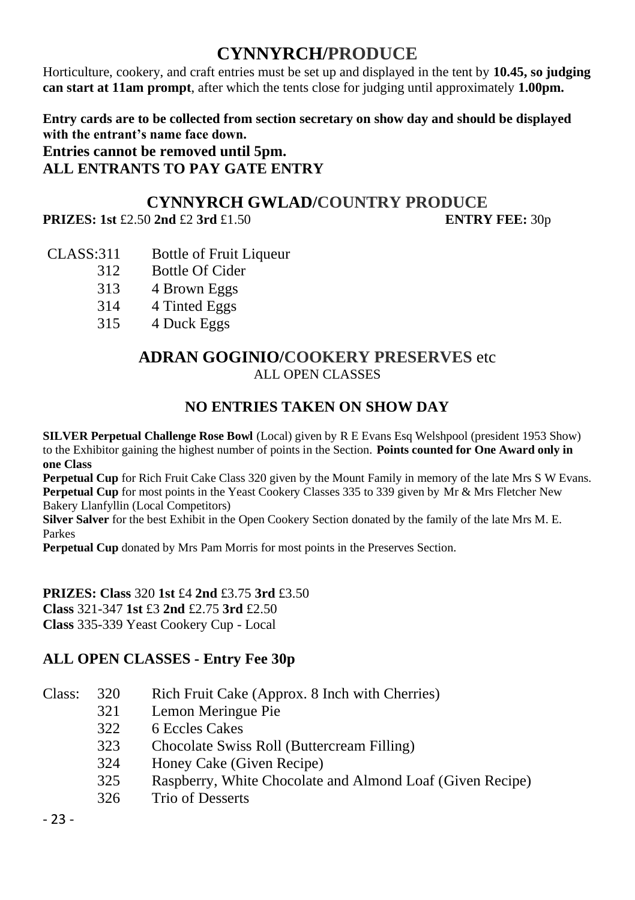# CYNNYRCH/PRODUCE

Horticulture, cookery, and craft entries must be set up and displayed in the tent by **10.45, so judging can start at 11am prompt**, after which the tents close for judging until approximately **1.00pm.**

**Entry cards are to be collected from section secretary on show day and should be displayed with the entrant's name face down.**
**Entries cannot be removed until 5pm.**
**ALL ENTRANTS TO PAY GATE ENTRY**

## CYNNYRCH GWLAD/COUNTRY PRODUCE

**PRIZES: 1st** £2.50 **2nd** £2 **3rd** £1.50 **ENTRY FEE:** 30p

CLASS:
- 311 Bottle of Fruit Liqueur
- 312 Bottle Of Cider
- 313 4 Brown Eggs
- 314 4 Tinted Eggs
- 315 4 Duck Eggs

## ADRAN GOGINIO/COOKERY PRESERVES etc

ALL OPEN CLASSES

### NO ENTRIES TAKEN ON SHOW DAY

**SILVER Perpetual Challenge Rose Bowl** (Local) given by R E Evans Esq Welshpool (president 1953 Show) to the Exhibitor gaining the highest number of points in the Section. **Points counted for One Award only in one Class**

**Perpetual Cup** for Rich Fruit Cake Class 320 given by the Mount Family in memory of the late Mrs S W Evans.

**Perpetual Cup** for most points in the Yeast Cookery Classes 335 to 339 given by Mr & Mrs Fletcher New Bakery Llanfyllin (Local Competitors)

**Silver Salver** for the best Exhibit in the Open Cookery Section donated by the family of the late Mrs M. E. Parkes

**Perpetual Cup** donated by Mrs Pam Morris for most points in the Preserves Section.

**PRIZES: Class** 320 **1st** £4 **2nd** £3.75 **3rd** £3.50
**Class** 321-347 **1st** £3 **2nd** £2.75 **3rd** £2.50
**Class** 335-339 Yeast Cookery Cup - Local

### ALL OPEN CLASSES - Entry Fee 30p

Class:
- 320 Rich Fruit Cake (Approx. 8 Inch with Cherries)
- 321 Lemon Meringue Pie
- 322 6 Eccles Cakes
- 323 Chocolate Swiss Roll (Buttercream Filling)
- 324 Honey Cake (Given Recipe)
- 325 Raspberry, White Chocolate and Almond Loaf (Given Recipe)
- 326 Trio of Desserts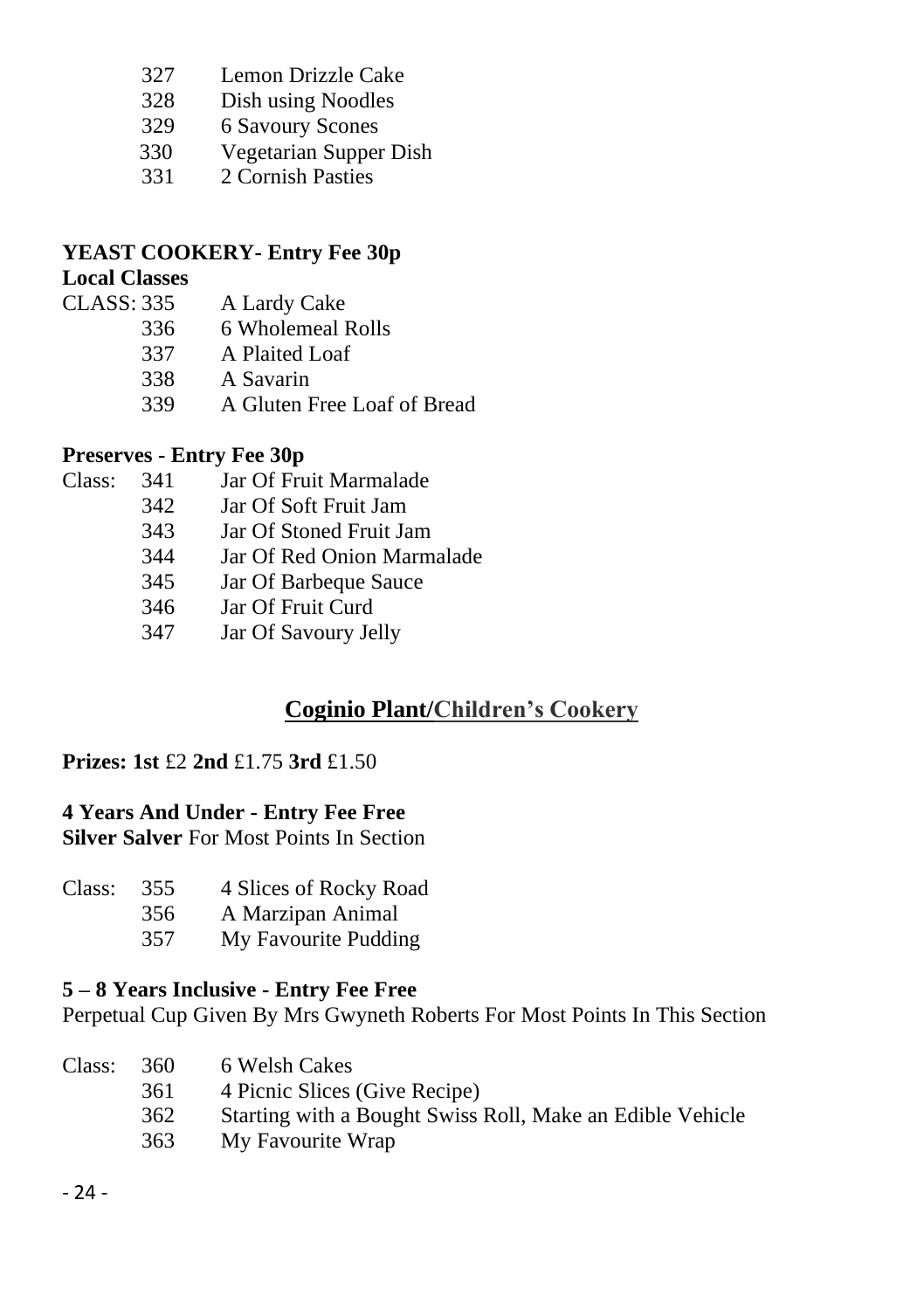327 Lemon Drizzle Cake
328 Dish using Noodles
329 6 Savoury Scones
330 Vegetarian Supper Dish
331 2 Cornish Pasties

**YEAST COOKERY- Entry Fee 30p**
**Local Classes**

CLASS: 335 A Lardy Cake
336 6 Wholemeal Rolls
337 A Plaited Loaf
338 A Savarin
339 A Gluten Free Loaf of Bread

**Preserves - Entry Fee 30p**

Class: 341 Jar Of Fruit Marmalade
342 Jar Of Soft Fruit Jam
343 Jar Of Stoned Fruit Jam
344 Jar Of Red Onion Marmalade
345 Jar Of Barbeque Sauce
346 Jar Of Fruit Curd
347 Jar Of Savoury Jelly

## Coginio Plant/Children's Cookery

**Prizes: 1st** £2 **2nd** £1.75 **3rd** £1.50

**4 Years And Under - Entry Fee Free**
**Silver Salver** For Most Points In Section

Class: 355 4 Slices of Rocky Road
356 A Marzipan Animal
357 My Favourite Pudding

**5 – 8 Years Inclusive - Entry Fee Free**
Perpetual Cup Given By Mrs Gwyneth Roberts For Most Points In This Section

Class: 360 6 Welsh Cakes
361 4 Picnic Slices (Give Recipe)
362 Starting with a Bought Swiss Roll, Make an Edible Vehicle
363 My Favourite Wrap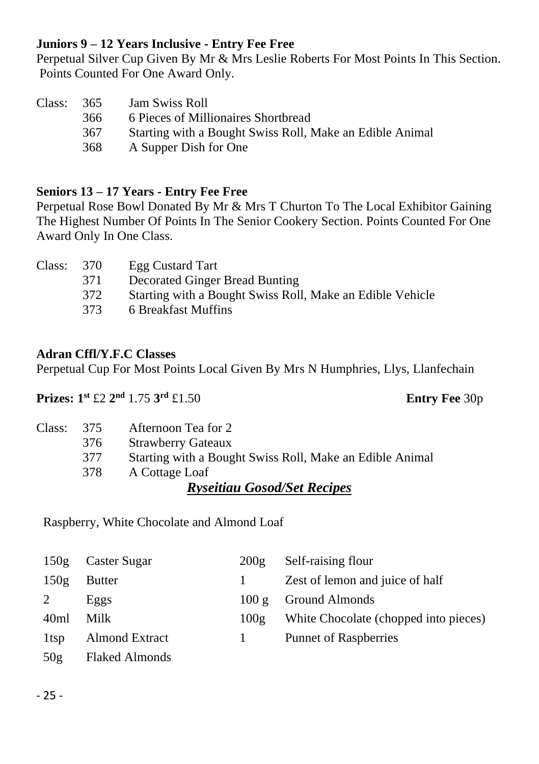**Juniors 9 – 12 Years Inclusive - Entry Fee Free**

Perpetual Silver Cup Given By Mr & Mrs Leslie Roberts For Most Points In This Section. Points Counted For One Award Only.

Class: 365 Jam Swiss Roll
366 6 Pieces of Millionaires Shortbread
367 Starting with a Bought Swiss Roll, Make an Edible Animal
368 A Supper Dish for One

**Seniors 13 – 17 Years - Entry Fee Free**

Perpetual Rose Bowl Donated By Mr & Mrs T Churton To The Local Exhibitor Gaining The Highest Number Of Points In The Senior Cookery Section. Points Counted For One Award Only In One Class.

Class: 370 Egg Custard Tart
371 Decorated Ginger Bread Bunting
372 Starting with a Bought Swiss Roll, Make an Edible Vehicle
373 6 Breakfast Muffins

**Adran Cffl/Y.F.C Classes**

Perpetual Cup For Most Points Local Given By Mrs N Humphries, Llys, Llanfechain

**Prizes: 1st** £2 **2nd** 1.75 **3rd** £1.50 **Entry Fee** 30p

Class: 375 Afternoon Tea for 2
376 Strawberry Gateaux
377 Starting with a Bought Swiss Roll, Make an Edible Animal
378 A Cottage Loaf

## *Ryseitiau Gosod/Set Recipes*

Raspberry, White Chocolate and Almond Loaf

| | | | |
|---|---|---|---|
| 150g | Caster Sugar | 200g | Self-raising flour |
| 150g | Butter | 1 | Zest of lemon and juice of half |
| 2 | Eggs | 100 g | Ground Almonds |
| 40ml | Milk | 100g | White Chocolate (chopped into pieces) |
| 1tsp | Almond Extract | 1 | Punnet of Raspberries |
| 50g | Flaked Almonds | | |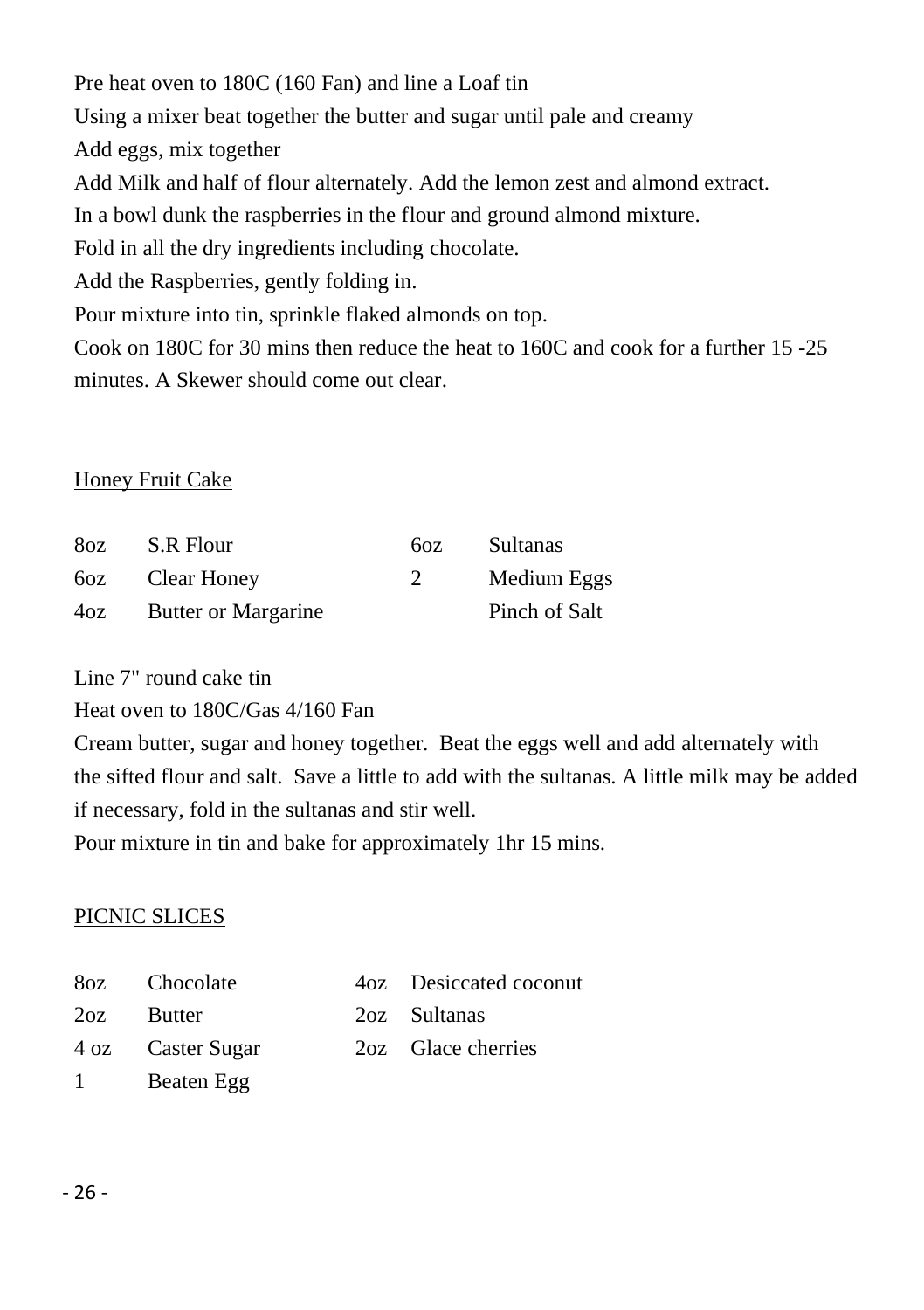Pre heat oven to 180C (160 Fan) and line a Loaf tin

Using a mixer beat together the butter and sugar until pale and creamy

Add eggs, mix together

Add Milk and half of flour alternately. Add the lemon zest and almond extract.

In a bowl dunk the raspberries in the flour and ground almond mixture.

Fold in all the dry ingredients including chocolate.

Add the Raspberries, gently folding in.

Pour mixture into tin, sprinkle flaked almonds on top.

Cook on 180C for 30 mins then reduce the heat to 160C and cook for a further 15 -25 minutes. A Skewer should come out clear.

## Honey Fruit Cake

| | | | |
|---|---|---|---|
| 8oz | S.R Flour | 6oz | Sultanas |
| 6oz | Clear Honey | 2 | Medium Eggs |
| 4oz | Butter or Margarine | | Pinch of Salt |

Line 7" round cake tin

Heat oven to 180C/Gas 4/160 Fan

Cream butter, sugar and honey together. Beat the eggs well and add alternately with the sifted flour and salt. Save a little to add with the sultanas. A little milk may be added if necessary, fold in the sultanas and stir well.

Pour mixture in tin and bake for approximately 1hr 15 mins.

## PICNIC SLICES

| | | | |
|---|---|---|---|
| 8oz | Chocolate | 4oz | Desiccated coconut |
| 2oz | Butter | 2oz | Sultanas |
| 4 oz | Caster Sugar | 2oz | Glace cherries |
| 1 | Beaten Egg | | |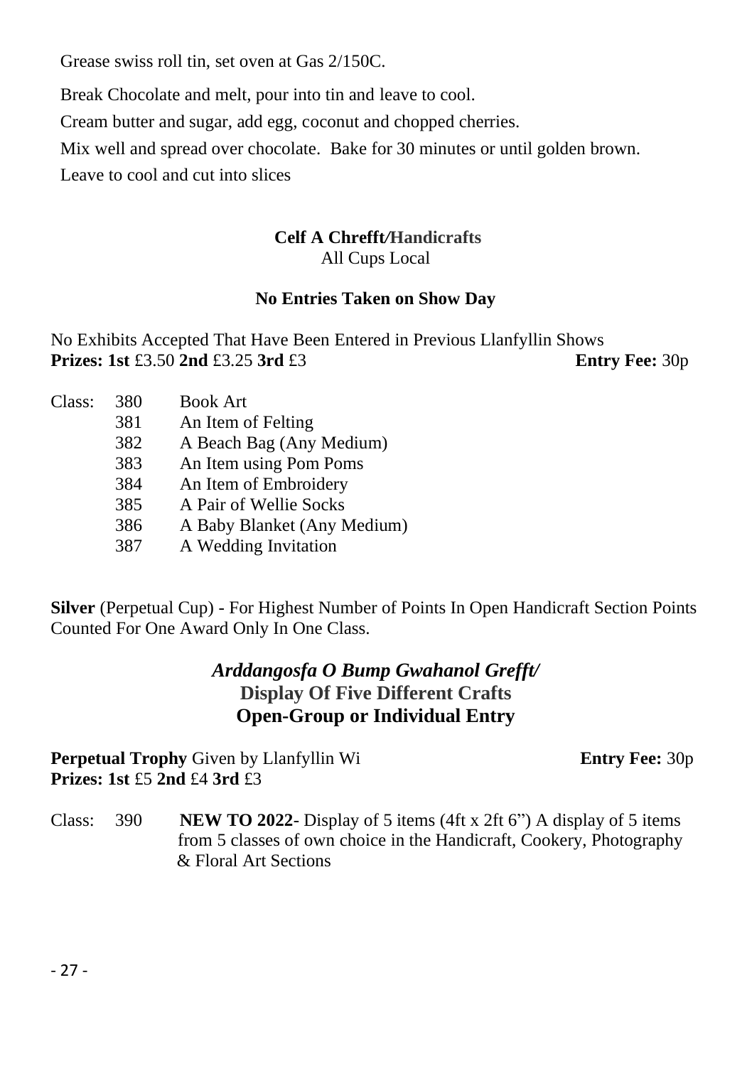Grease swiss roll tin, set oven at Gas 2/150C.

Break Chocolate and melt, pour into tin and leave to cool.

Cream butter and sugar, add egg, coconut and chopped cherries.

Mix well and spread over chocolate. Bake for 30 minutes or until golden brown.

Leave to cool and cut into slices

## Celf A Chrefft/Handicrafts

All Cups Local

**No Entries Taken on Show Day**

No Exhibits Accepted That Have Been Entered in Previous Llanfyllin Shows

**Prizes: 1st** £3.50 **2nd** £3.25 **3rd** £3 **Entry Fee:** 30p

| Class: | | |
|---|---|---|
| | 380 | Book Art |
| | 381 | An Item of Felting |
| | 382 | A Beach Bag (Any Medium) |
| | 383 | An Item using Pom Poms |
| | 384 | An Item of Embroidery |
| | 385 | A Pair of Wellie Socks |
| | 386 | A Baby Blanket (Any Medium) |
| | 387 | A Wedding Invitation |

**Silver** (Perpetual Cup) - For Highest Number of Points In Open Handicraft Section Points Counted For One Award Only In One Class.

## *Arddangosfa O Bump Gwahanol Grefft/* Display Of Five Different Crafts

## Open-Group or Individual Entry

**Perpetual Trophy** Given by Llanfyllin Wi **Entry Fee:** 30p

**Prizes: 1st** £5 **2nd** £4 **3rd** £3

Class: 390 **NEW TO 2022**- Display of 5 items (4ft x 2ft 6") A display of 5 items from 5 classes of own choice in the Handicraft, Cookery, Photography & Floral Art Sections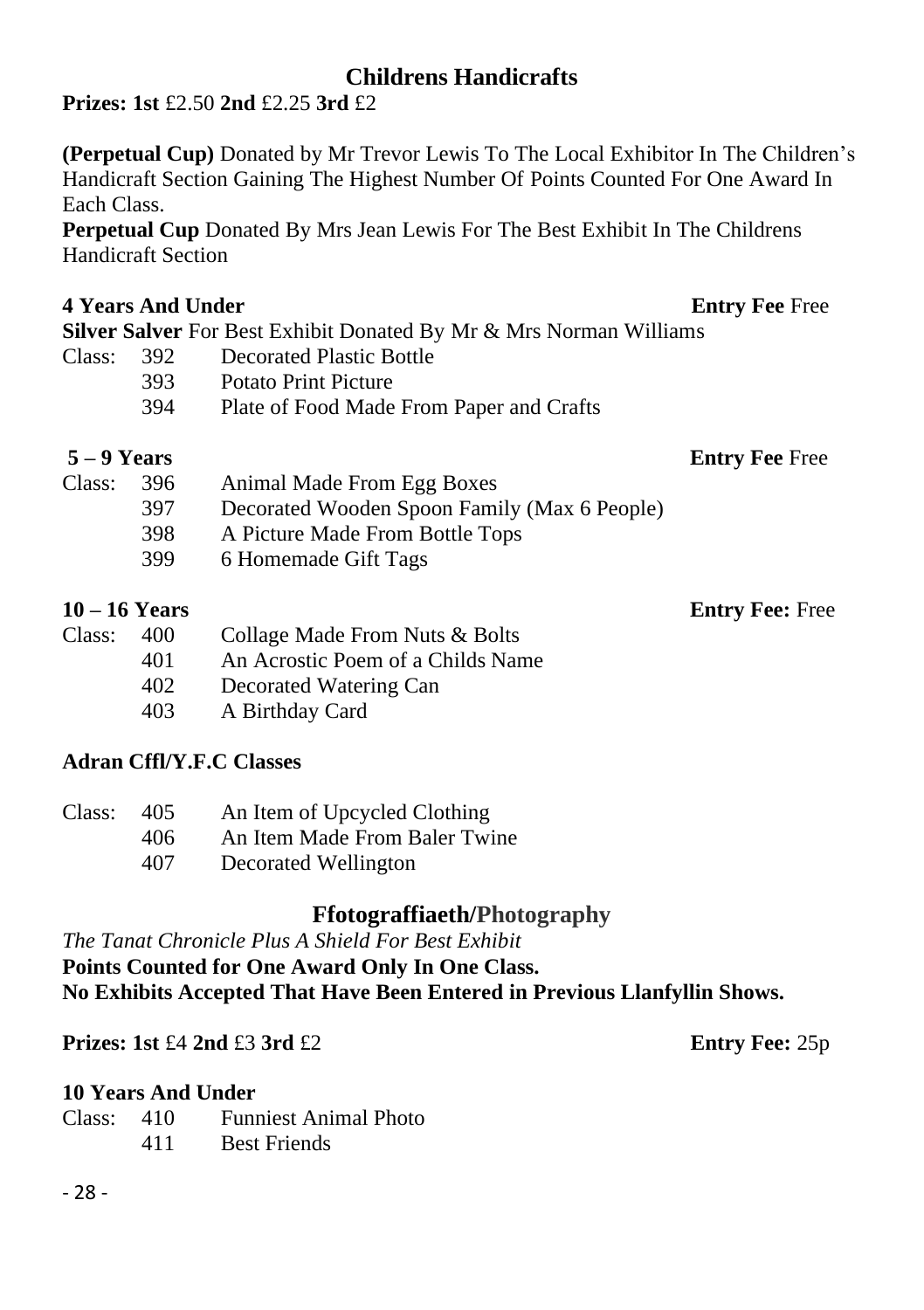## Childrens Handicrafts

**Prizes: 1st** £2.50 **2nd** £2.25 **3rd** £2

**(Perpetual Cup)** Donated by Mr Trevor Lewis To The Local Exhibitor In The Children's Handicraft Section Gaining The Highest Number Of Points Counted For One Award In Each Class.

**Perpetual Cup** Donated By Mrs Jean Lewis For The Best Exhibit In The Childrens Handicraft Section

**4 Years And Under** **Entry Fee** Free

**Silver Salver** For Best Exhibit Donated By Mr & Mrs Norman Williams

Class: 392 Decorated Plastic Bottle
393 Potato Print Picture
394 Plate of Food Made From Paper and Crafts

**5 – 9 Years** **Entry Fee** Free

Class: 396 Animal Made From Egg Boxes
397 Decorated Wooden Spoon Family (Max 6 People)
398 A Picture Made From Bottle Tops
399 6 Homemade Gift Tags

**10 – 16 Years** **Entry Fee:** Free

Class: 400 Collage Made From Nuts & Bolts
401 An Acrostic Poem of a Childs Name
402 Decorated Watering Can
403 A Birthday Card

**Adran Cffl/Y.F.C Classes**

Class: 405 An Item of Upcycled Clothing
406 An Item Made From Baler Twine
407 Decorated Wellington

## Ffotograffiaeth/Photography

*The Tanat Chronicle Plus A Shield For Best Exhibit*

**Points Counted for One Award Only In One Class.**

**No Exhibits Accepted That Have Been Entered in Previous Llanfyllin Shows.**

**Prizes: 1st** £4 **2nd** £3 **3rd** £2 **Entry Fee:** 25p

**10 Years And Under**

Class: 410 Funniest Animal Photo
411 Best Friends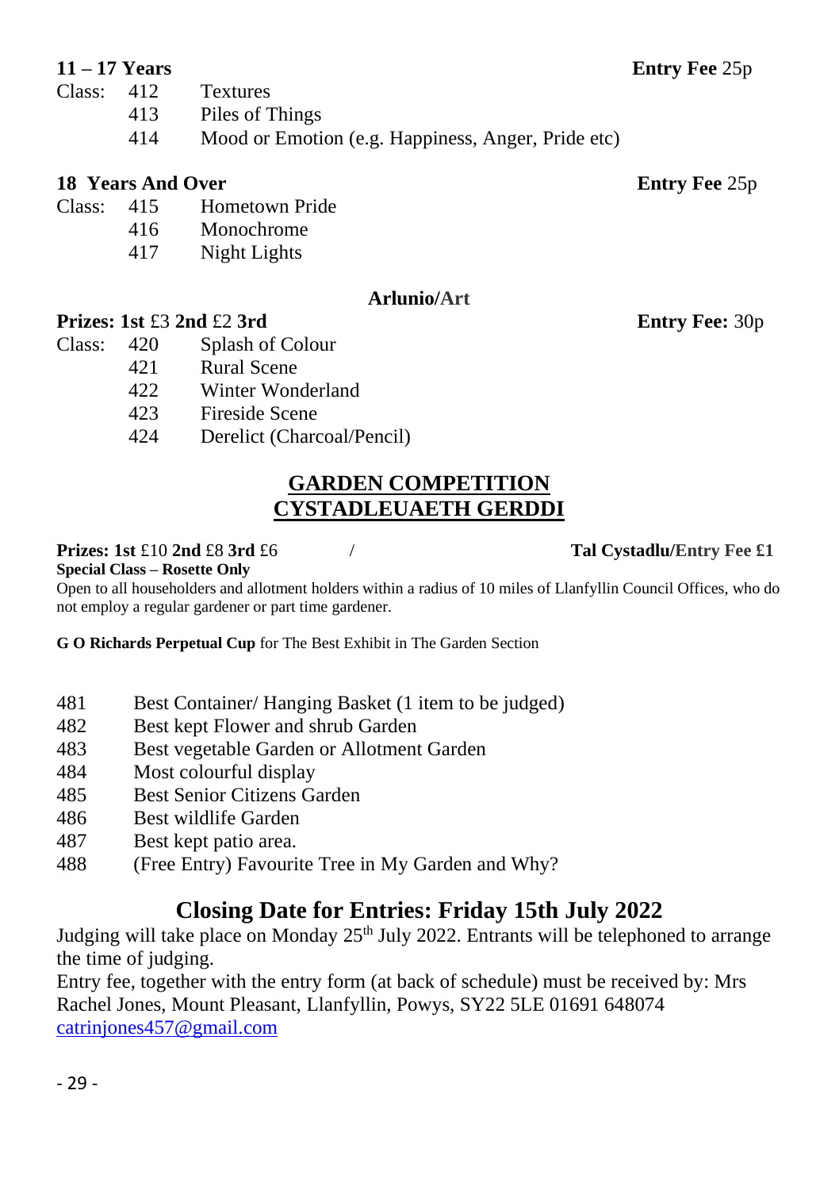**11 – 17 Years** **Entry Fee** 25p

Class: 412 Textures
413 Piles of Things
414 Mood or Emotion (e.g. Happiness, Anger, Pride etc)

**18 Years And Over** **Entry Fee** 25p

Class: 415 Hometown Pride
416 Monochrome
417 Night Lights

**Arlunio/Art**

**Prizes: 1st** £3 **2nd** £2 **3rd** **Entry Fee:** 30p

Class: 420 Splash of Colour
421 Rural Scene
422 Winter Wonderland
423 Fireside Scene
424 Derelict (Charcoal/Pencil)

## GARDEN COMPETITION
## CYSTADLEUAETH GERDDI

**Prizes: 1st** £10 **2nd** £8 **3rd** £6 / **Tal Cystadlu/Entry Fee £1**

**Special Class – Rosette Only**

Open to all householders and allotment holders within a radius of 10 miles of Llanfyllin Council Offices, who do not employ a regular gardener or part time gardener.

**G O Richards Perpetual Cup** for The Best Exhibit in The Garden Section

481 Best Container/ Hanging Basket (1 item to be judged)
482 Best kept Flower and shrub Garden
483 Best vegetable Garden or Allotment Garden
484 Most colourful display
485 Best Senior Citizens Garden
486 Best wildlife Garden
487 Best kept patio area.
488 (Free Entry) Favourite Tree in My Garden and Why?

## Closing Date for Entries: Friday 15th July 2022

Judging will take place on Monday 25th July 2022. Entrants will be telephoned to arrange the time of judging.

Entry fee, together with the entry form (at back of schedule) must be received by: Mrs Rachel Jones, Mount Pleasant, Llanfyllin, Powys, SY22 5LE 01691 648074
catrinjones457@gmail.com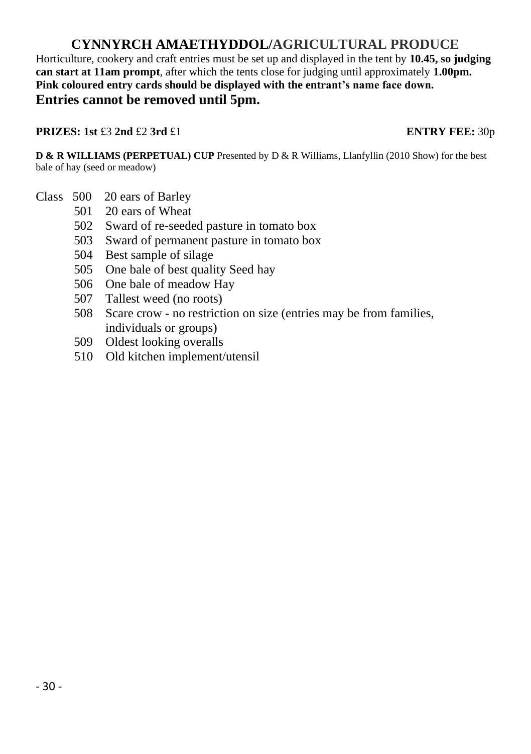# CYNNYRCH AMAETHYDDOL/AGRICULTURAL PRODUCE

Horticulture, cookery and craft entries must be set up and displayed in the tent by **10.45, so judging can start at 11am prompt**, after which the tents close for judging until approximately **1.00pm.**
**Pink coloured entry cards should be displayed with the entrant's name face down.**
**Entries cannot be removed until 5pm.**

**PRIZES: 1st** £3 **2nd** £2 **3rd** £1 **ENTRY FEE:** 30p

**D & R WILLIAMS (PERPETUAL) CUP** Presented by D & R Williams, Llanfyllin (2010 Show) for the best bale of hay (seed or meadow)

Class 500 20 ears of Barley
501 20 ears of Wheat
502 Sward of re-seeded pasture in tomato box
503 Sward of permanent pasture in tomato box
504 Best sample of silage
505 One bale of best quality Seed hay
506 One bale of meadow Hay
507 Tallest weed (no roots)
508 Scare crow - no restriction on size (entries may be from families, individuals or groups)
509 Oldest looking overalls
510 Old kitchen implement/utensil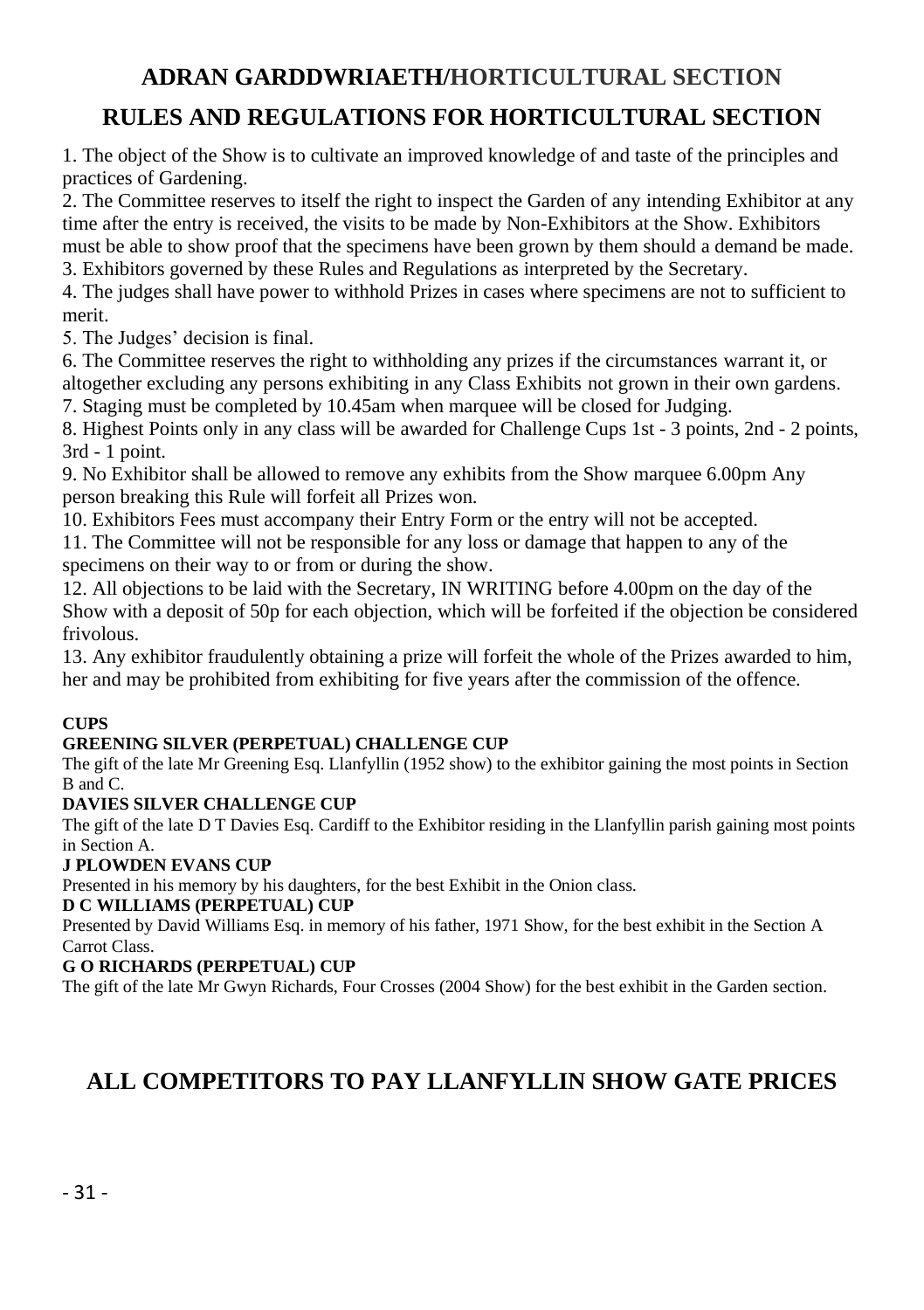## ADRAN GARDDWRIAETH/HORTICULTURAL SECTION

## RULES AND REGULATIONS FOR HORTICULTURAL SECTION

1. The object of the Show is to cultivate an improved knowledge of and taste of the principles and practices of Gardening.
2. The Committee reserves to itself the right to inspect the Garden of any intending Exhibitor at any time after the entry is received, the visits to be made by Non-Exhibitors at the Show. Exhibitors must be able to show proof that the specimens have been grown by them should a demand be made.
3. Exhibitors governed by these Rules and Regulations as interpreted by the Secretary.
4. The judges shall have power to withhold Prizes in cases where specimens are not to sufficient to merit.
5. The Judges' decision is final.
6. The Committee reserves the right to withholding any prizes if the circumstances warrant it, or altogether excluding any persons exhibiting in any Class Exhibits not grown in their own gardens.
7. Staging must be completed by 10.45am when marquee will be closed for Judging.
8. Highest Points only in any class will be awarded for Challenge Cups 1st - 3 points, 2nd - 2 points, 3rd - 1 point.
9. No Exhibitor shall be allowed to remove any exhibits from the Show marquee 6.00pm Any person breaking this Rule will forfeit all Prizes won.
10. Exhibitors Fees must accompany their Entry Form or the entry will not be accepted.
11. The Committee will not be responsible for any loss or damage that happen to any of the specimens on their way to or from or during the show.
12. All objections to be laid with the Secretary, IN WRITING before 4.00pm on the day of the Show with a deposit of 50p for each objection, which will be forfeited if the objection be considered frivolous.
13. Any exhibitor fraudulently obtaining a prize will forfeit the whole of the Prizes awarded to him, her and may be prohibited from exhibiting for five years after the commission of the offence.

**CUPS**

**GREENING SILVER (PERPETUAL) CHALLENGE CUP**

The gift of the late Mr Greening Esq. Llanfyllin (1952 show) to the exhibitor gaining the most points in Section B and C.

**DAVIES SILVER CHALLENGE CUP**

The gift of the late D T Davies Esq. Cardiff to the Exhibitor residing in the Llanfyllin parish gaining most points in Section A.

**J PLOWDEN EVANS CUP**

Presented in his memory by his daughters, for the best Exhibit in the Onion class.

**D C WILLIAMS (PERPETUAL) CUP**

Presented by David Williams Esq. in memory of his father, 1971 Show, for the best exhibit in the Section A Carrot Class.

**G O RICHARDS (PERPETUAL) CUP**

The gift of the late Mr Gwyn Richards, Four Crosses (2004 Show) for the best exhibit in the Garden section.

## ALL COMPETITORS TO PAY LLANFYLLIN SHOW GATE PRICES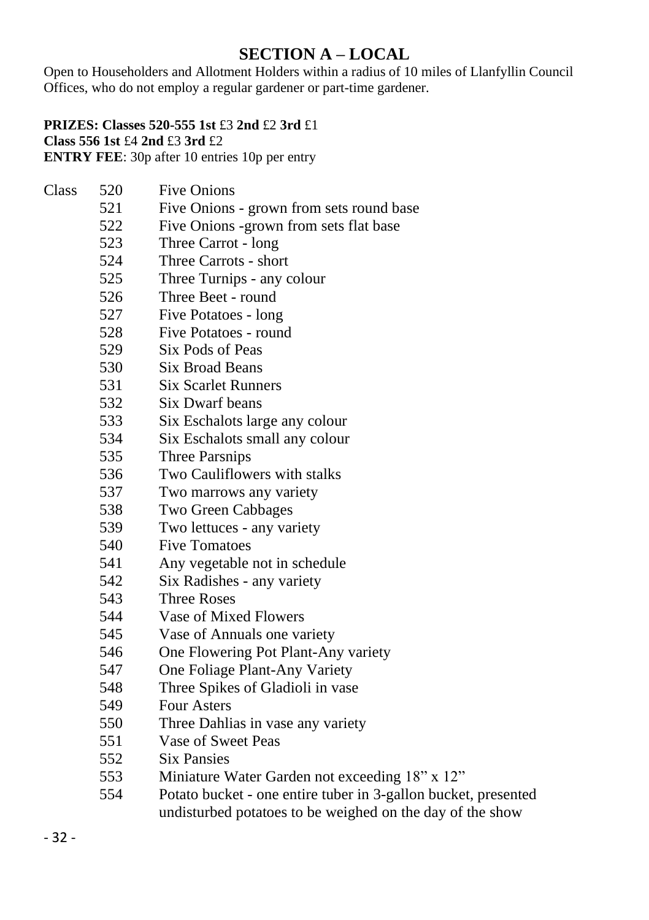## SECTION A – LOCAL

Open to Householders and Allotment Holders within a radius of 10 miles of Llanfyllin Council Offices, who do not employ a regular gardener or part-time gardener.

**PRIZES: Classes 520-555 1st** £3 **2nd** £2 **3rd** £1
**Class 556 1st** £4 **2nd** £3 **3rd** £2
**ENTRY FEE**: 30p after 10 entries 10p per entry

| Class | | |
|---|---|---|
| | 520 | Five Onions |
| | 521 | Five Onions - grown from sets round base |
| | 522 | Five Onions -grown from sets flat base |
| | 523 | Three Carrot - long |
| | 524 | Three Carrots - short |
| | 525 | Three Turnips - any colour |
| | 526 | Three Beet - round |
| | 527 | Five Potatoes - long |
| | 528 | Five Potatoes - round |
| | 529 | Six Pods of Peas |
| | 530 | Six Broad Beans |
| | 531 | Six Scarlet Runners |
| | 532 | Six Dwarf beans |
| | 533 | Six Eschalots large any colour |
| | 534 | Six Eschalots small any colour |
| | 535 | Three Parsnips |
| | 536 | Two Cauliflowers with stalks |
| | 537 | Two marrows any variety |
| | 538 | Two Green Cabbages |
| | 539 | Two lettuces - any variety |
| | 540 | Five Tomatoes |
| | 541 | Any vegetable not in schedule |
| | 542 | Six Radishes - any variety |
| | 543 | Three Roses |
| | 544 | Vase of Mixed Flowers |
| | 545 | Vase of Annuals one variety |
| | 546 | One Flowering Pot Plant-Any variety |
| | 547 | One Foliage Plant-Any Variety |
| | 548 | Three Spikes of Gladioli in vase |
| | 549 | Four Asters |
| | 550 | Three Dahlias in vase any variety |
| | 551 | Vase of Sweet Peas |
| | 552 | Six Pansies |
| | 553 | Miniature Water Garden not exceeding 18" x 12" |
| | 554 | Potato bucket - one entire tuber in 3-gallon bucket, presented undisturbed potatoes to be weighed on the day of the show |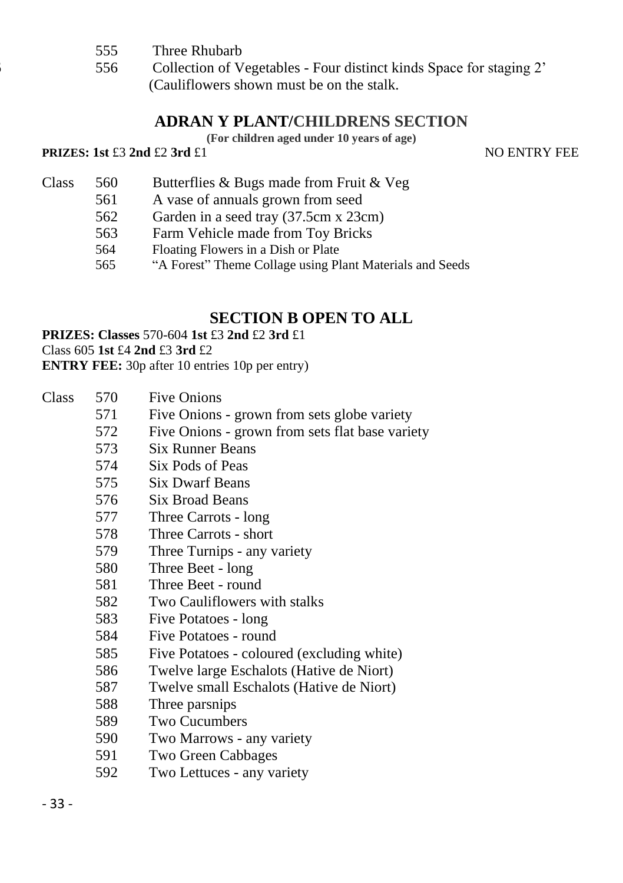555 Three Rhubarb

556 Collection of Vegetables - Four distinct kinds Space for staging 2' (Cauliflowers shown must be on the stalk.

## ADRAN Y PLANT/CHILDRENS SECTION

**(For children aged under 10 years of age)**

**PRIZES: 1st** £3 **2nd** £2 **3rd** £1 NO ENTRY FEE

| Class | | |
|---|---|---|
| | 560 | Butterflies & Bugs made from Fruit & Veg |
| | 561 | A vase of annuals grown from seed |
| | 562 | Garden in a seed tray (37.5cm x 23cm) |
| | 563 | Farm Vehicle made from Toy Bricks |
| | 564 | Floating Flowers in a Dish or Plate |
| | 565 | "A Forest" Theme Collage using Plant Materials and Seeds |

## SECTION B OPEN TO ALL

**PRIZES: Classes** 570-604 **1st** £3 **2nd** £2 **3rd** £1

Class 605 **1st** £4 **2nd** £3 **3rd** £2

**ENTRY FEE:** 30p after 10 entries 10p per entry)

| Class | | |
|---|---|---|
| | 570 | Five Onions |
| | 571 | Five Onions - grown from sets globe variety |
| | 572 | Five Onions - grown from sets flat base variety |
| | 573 | Six Runner Beans |
| | 574 | Six Pods of Peas |
| | 575 | Six Dwarf Beans |
| | 576 | Six Broad Beans |
| | 577 | Three Carrots - long |
| | 578 | Three Carrots - short |
| | 579 | Three Turnips - any variety |
| | 580 | Three Beet - long |
| | 581 | Three Beet - round |
| | 582 | Two Cauliflowers with stalks |
| | 583 | Five Potatoes - long |
| | 584 | Five Potatoes - round |
| | 585 | Five Potatoes - coloured (excluding white) |
| | 586 | Twelve large Eschalots (Hative de Niort) |
| | 587 | Twelve small Eschalots (Hative de Niort) |
| | 588 | Three parsnips |
| | 589 | Two Cucumbers |
| | 590 | Two Marrows - any variety |
| | 591 | Two Green Cabbages |
| | 592 | Two Lettuces - any variety |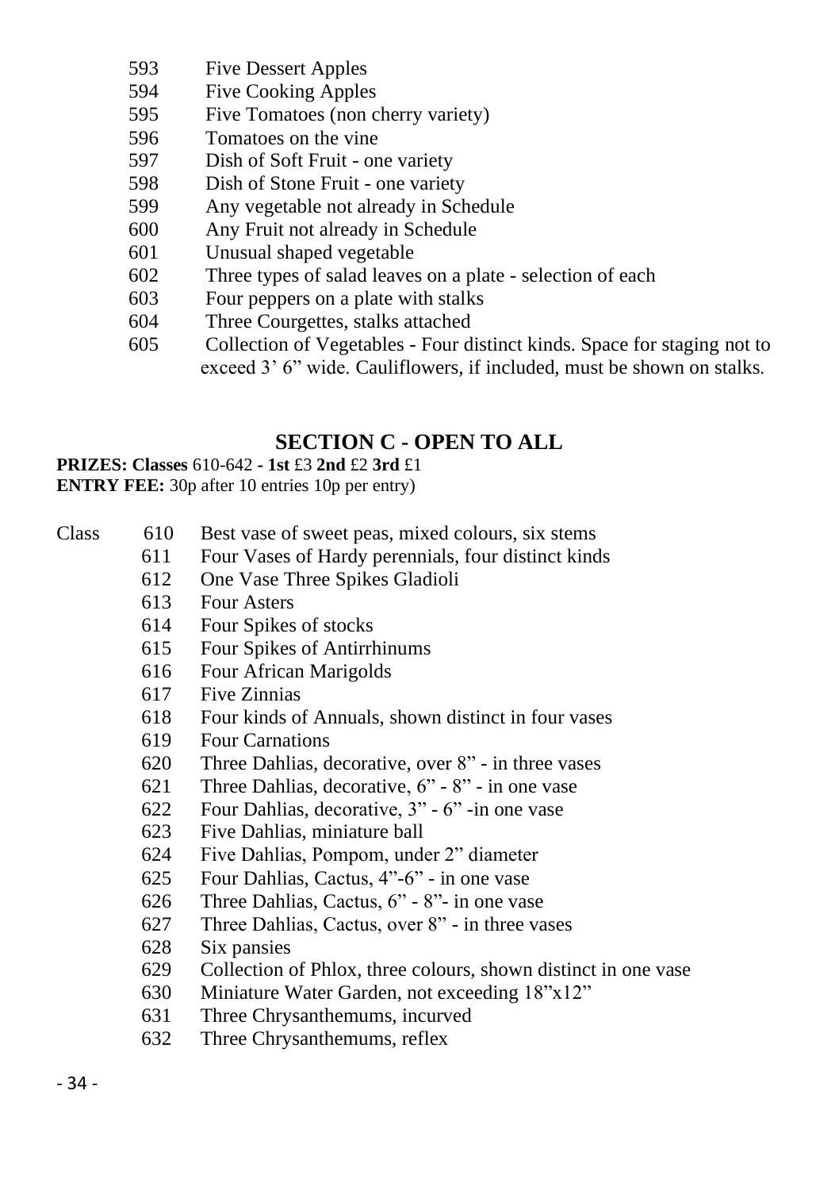593 Five Dessert Apples
594 Five Cooking Apples
595 Five Tomatoes (non cherry variety)
596 Tomatoes on the vine
597 Dish of Soft Fruit - one variety
598 Dish of Stone Fruit - one variety
599 Any vegetable not already in Schedule
600 Any Fruit not already in Schedule
601 Unusual shaped vegetable
602 Three types of salad leaves on a plate - selection of each
603 Four peppers on a plate with stalks
604 Three Courgettes, stalks attached
605 Collection of Vegetables - Four distinct kinds. Space for staging not to exceed 3' 6" wide. Cauliflowers, if included, must be shown on stalks.

## SECTION C - OPEN TO ALL

**PRIZES: Classes** 610-642 **- 1st** £3 **2nd** £2 **3rd** £1
**ENTRY FEE:** 30p after 10 entries 10p per entry)

Class 610 Best vase of sweet peas, mixed colours, six stems
611 Four Vases of Hardy perennials, four distinct kinds
612 One Vase Three Spikes Gladioli
613 Four Asters
614 Four Spikes of stocks
615 Four Spikes of Antirrhinums
616 Four African Marigolds
617 Five Zinnias
618 Four kinds of Annuals, shown distinct in four vases
619 Four Carnations
620 Three Dahlias, decorative, over 8" - in three vases
621 Three Dahlias, decorative, 6" - 8" - in one vase
622 Four Dahlias, decorative, 3" - 6" -in one vase
623 Five Dahlias, miniature ball
624 Five Dahlias, Pompom, under 2" diameter
625 Four Dahlias, Cactus, 4"-6" - in one vase
626 Three Dahlias, Cactus, 6" - 8"- in one vase
627 Three Dahlias, Cactus, over 8" - in three vases
628 Six pansies
629 Collection of Phlox, three colours, shown distinct in one vase
630 Miniature Water Garden, not exceeding 18"x12"
631 Three Chrysanthemums, incurved
632 Three Chrysanthemums, reflex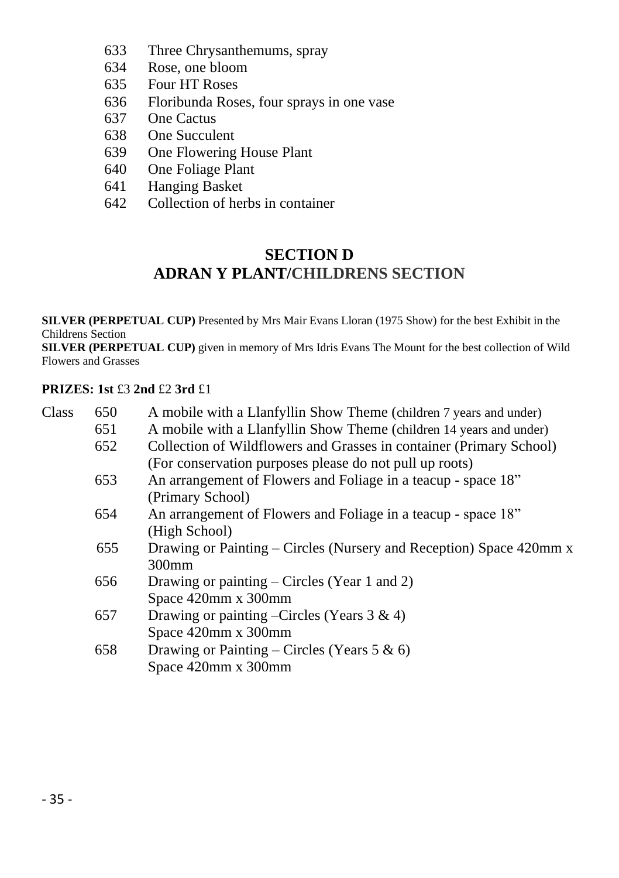633 Three Chrysanthemums, spray
634 Rose, one bloom
635 Four HT Roses
636 Floribunda Roses, four sprays in one vase
637 One Cactus
638 One Succulent
639 One Flowering House Plant
640 One Foliage Plant
641 Hanging Basket
642 Collection of herbs in container

## SECTION D
## ADRAN Y PLANT/CHILDRENS SECTION

**SILVER (PERPETUAL CUP)** Presented by Mrs Mair Evans Lloran (1975 Show) for the best Exhibit in the Childrens Section
**SILVER (PERPETUAL CUP)** given in memory of Mrs Idris Evans The Mount for the best collection of Wild Flowers and Grasses

**PRIZES: 1st** £3 **2nd** £2 **3rd** £1

Class 650 A mobile with a Llanfyllin Show Theme (children 7 years and under)
651 A mobile with a Llanfyllin Show Theme (children 14 years and under)
652 Collection of Wildflowers and Grasses in container (Primary School) (For conservation purposes please do not pull up roots)
653 An arrangement of Flowers and Foliage in a teacup - space 18” (Primary School)
654 An arrangement of Flowers and Foliage in a teacup - space 18” (High School)
655 Drawing or Painting – Circles (Nursery and Reception) Space 420mm x 300mm
656 Drawing or painting – Circles (Year 1 and 2) Space 420mm x 300mm
657 Drawing or painting –Circles (Years 3 & 4) Space 420mm x 300mm
658 Drawing or Painting – Circles (Years 5 & 6) Space 420mm x 300mm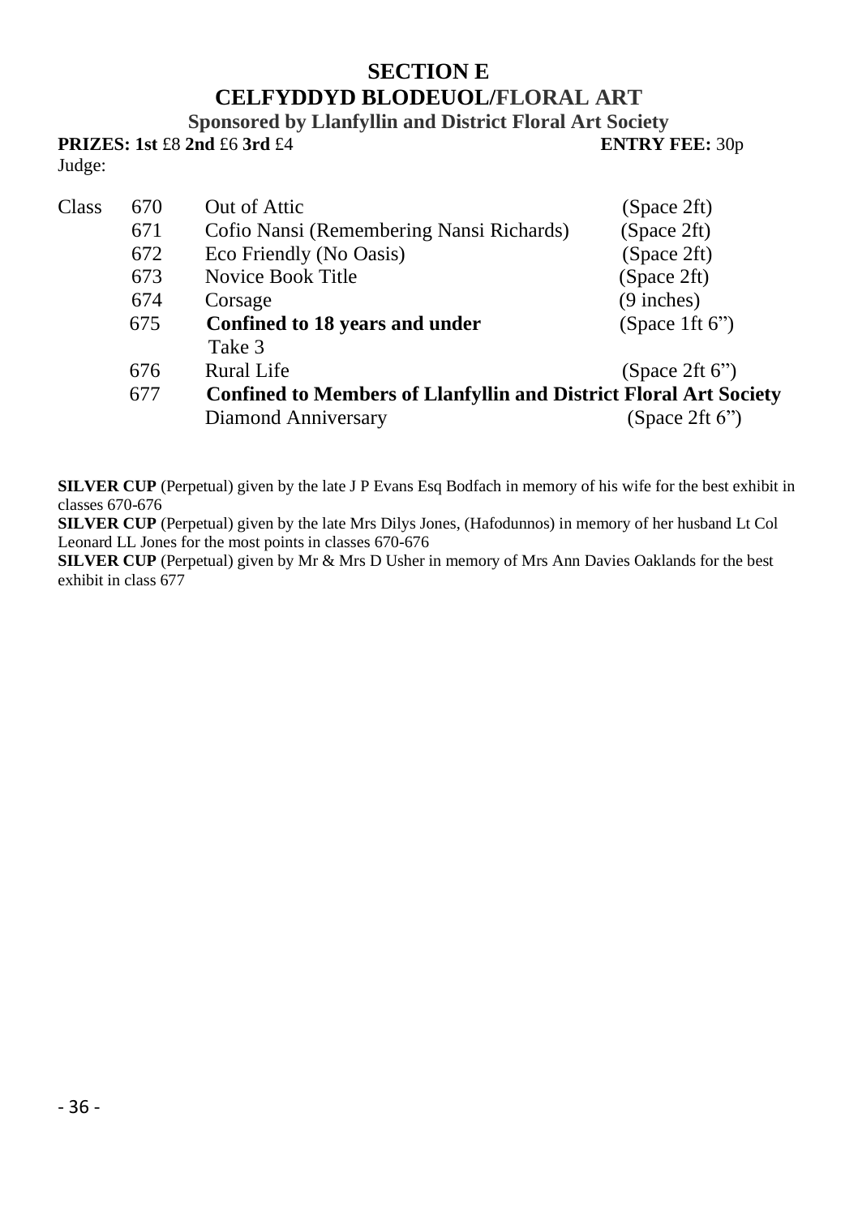# SECTION E
## CELFYDDYD BLODEUOL/FLORAL ART

**Sponsored by Llanfyllin and District Floral Art Society**

**PRIZES: 1st** £8 **2nd** £6 **3rd** £4 **ENTRY FEE:** 30p

Judge:

| Class | | | |
|---|---|---|---|
| | 670 | Out of Attic | (Space 2ft) |
| | 671 | Cofio Nansi (Remembering Nansi Richards) | (Space 2ft) |
| | 672 | Eco Friendly (No Oasis) | (Space 2ft) |
| | 673 | Novice Book Title | (Space 2ft) |
| | 674 | Corsage | (9 inches) |
| | 675 | **Confined to 18 years and under** Take 3 | (Space 1ft 6") |
| | 676 | Rural Life | (Space 2ft 6") |
| | 677 | **Confined to Members of Llanfyllin and District Floral Art Society** Diamond Anniversary | (Space 2ft 6") |

**SILVER CUP** (Perpetual) given by the late J P Evans Esq Bodfach in memory of his wife for the best exhibit in classes 670-676

**SILVER CUP** (Perpetual) given by the late Mrs Dilys Jones, (Hafodunnos) in memory of her husband Lt Col Leonard LL Jones for the most points in classes 670-676

**SILVER CUP** (Perpetual) given by Mr & Mrs D Usher in memory of Mrs Ann Davies Oaklands for the best exhibit in class 677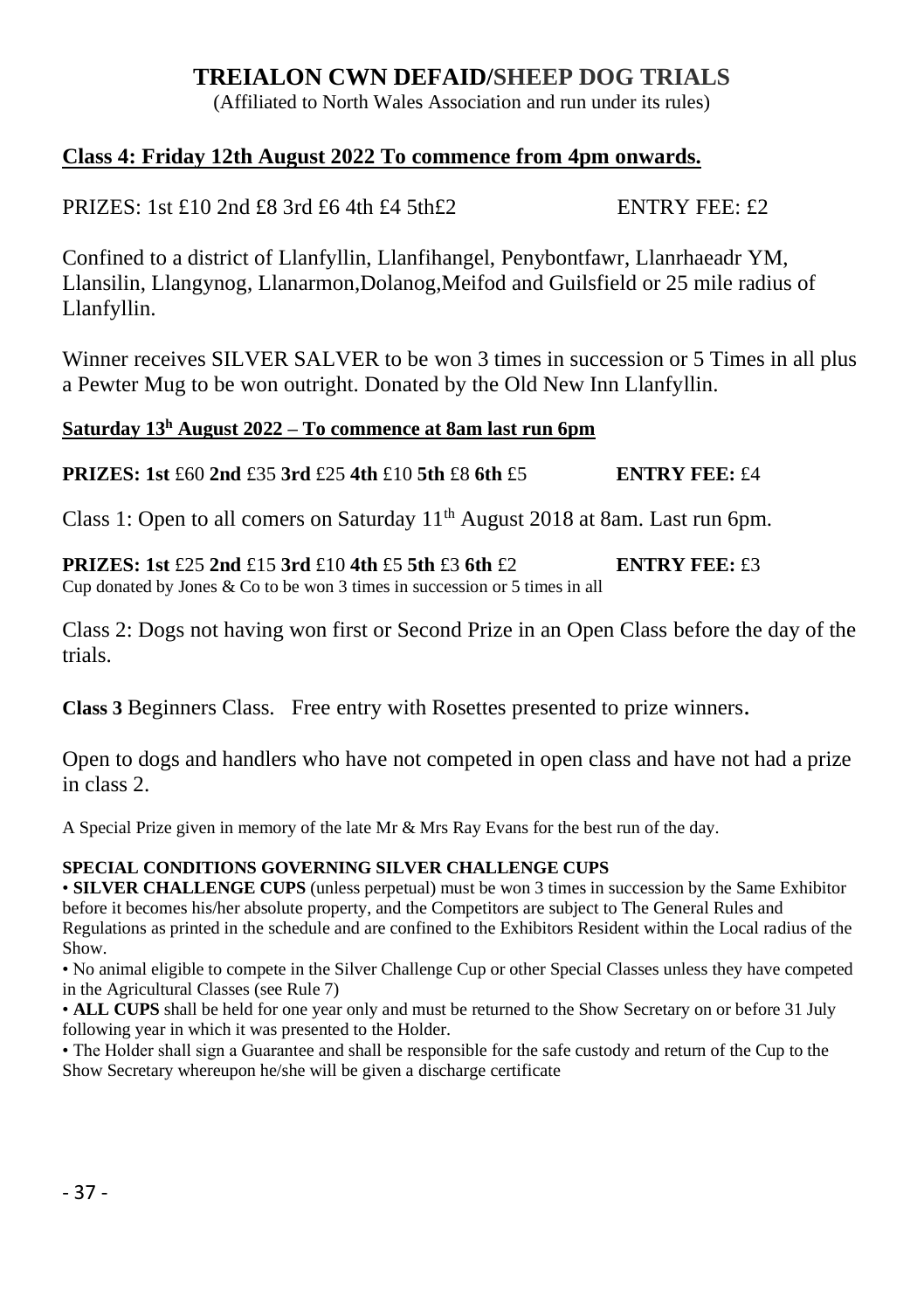# TREIALON CWN DEFAID/SHEEP DOG TRIALS

(Affiliated to North Wales Association and run under its rules)

**Class 4: Friday 12th August 2022 To commence from 4pm onwards.**

PRIZES: 1st £10 2nd £8 3rd £6 4th £4 5th£2 ENTRY FEE: £2

Confined to a district of Llanfyllin, Llanfihangel, Penybontfawr, Llanrhaeadr YM, Llansilin, Llangynog, Llanarmon,Dolanog,Meifod and Guilsfield or 25 mile radius of Llanfyllin.

Winner receives SILVER SALVER to be won 3 times in succession or 5 Times in all plus a Pewter Mug to be won outright. Donated by the Old New Inn Llanfyllin.

**Saturday 13h August 2022 – To commence at 8am last run 6pm**

**PRIZES: 1st** £60 **2nd** £35 **3rd** £25 **4th** £10 **5th** £8 **6th** £5 **ENTRY FEE:** £4

Class 1: Open to all comers on Saturday 11th August 2018 at 8am. Last run 6pm.

**PRIZES: 1st** £25 **2nd** £15 **3rd** £10 **4th** £5 **5th** £3 **6th** £2 **ENTRY FEE:** £3

Cup donated by Jones & Co to be won 3 times in succession or 5 times in all

Class 2: Dogs not having won first or Second Prize in an Open Class before the day of the trials.

**Class 3** Beginners Class. Free entry with Rosettes presented to prize winners.

Open to dogs and handlers who have not competed in open class and have not had a prize in class 2.

A Special Prize given in memory of the late Mr & Mrs Ray Evans for the best run of the day.

**SPECIAL CONDITIONS GOVERNING SILVER CHALLENGE CUPS**

- **SILVER CHALLENGE CUPS** (unless perpetual) must be won 3 times in succession by the Same Exhibitor before it becomes his/her absolute property, and the Competitors are subject to The General Rules and Regulations as printed in the schedule and are confined to the Exhibitors Resident within the Local radius of the Show.
- No animal eligible to compete in the Silver Challenge Cup or other Special Classes unless they have competed in the Agricultural Classes (see Rule 7)
- **ALL CUPS** shall be held for one year only and must be returned to the Show Secretary on or before 31 July following year in which it was presented to the Holder.
- The Holder shall sign a Guarantee and shall be responsible for the safe custody and return of the Cup to the Show Secretary whereupon he/she will be given a discharge certificate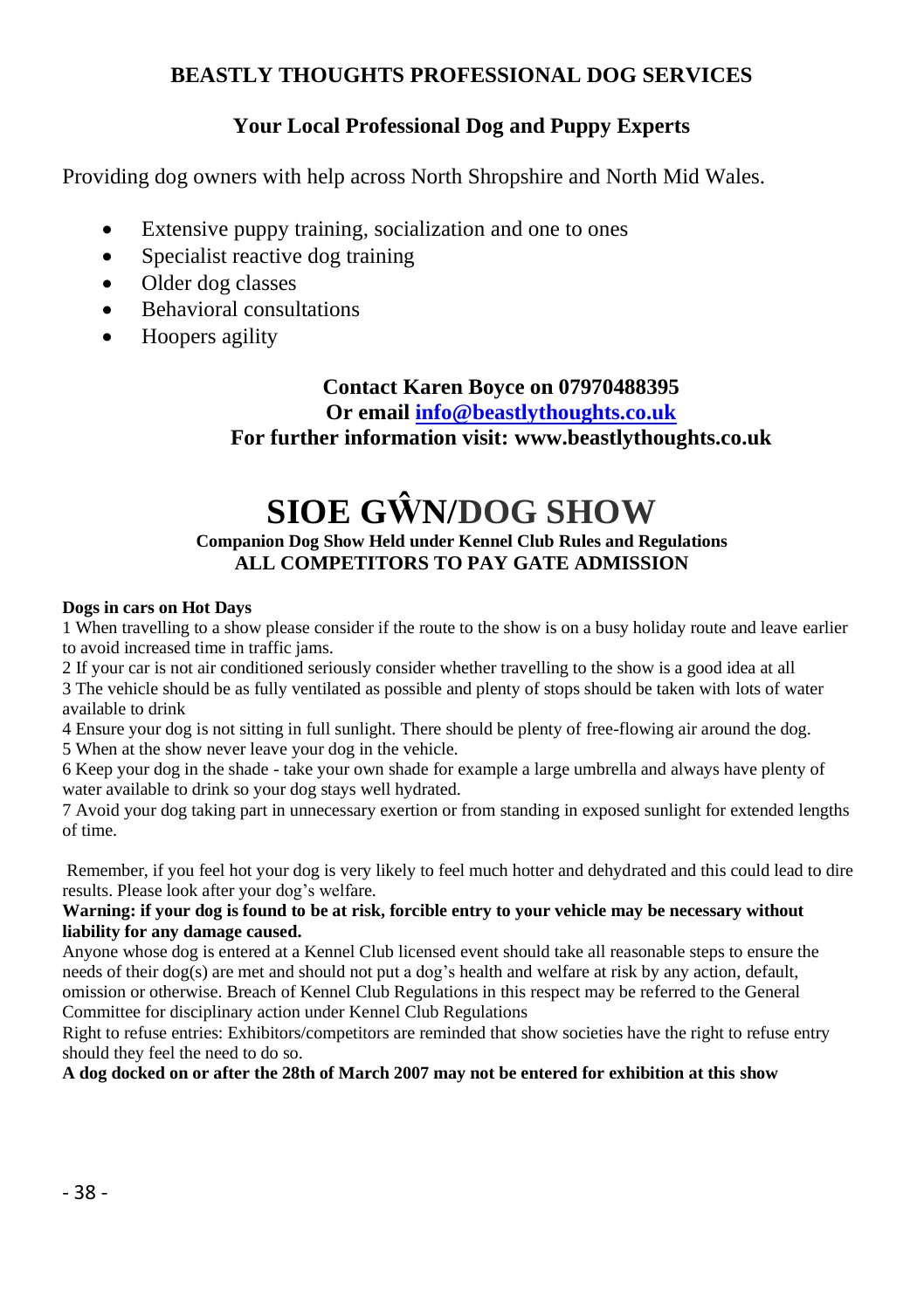**BEASTLY THOUGHTS PROFESSIONAL DOG SERVICES**

**Your Local Professional Dog and Puppy Experts**

Providing dog owners with help across North Shropshire and North Mid Wales.

- Extensive puppy training, socialization and one to ones
- Specialist reactive dog training
- Older dog classes
- Behavioral consultations
- Hoopers agility

**Contact Karen Boyce on 07970488395**
**Or email info@beastlythoughts.co.uk**
**For further information visit: www.beastlythoughts.co.uk**

# SIOE GŴN/DOG SHOW

**Companion Dog Show Held under Kennel Club Rules and Regulations**
**ALL COMPETITORS TO PAY GATE ADMISSION**

**Dogs in cars on Hot Days**

1 When travelling to a show please consider if the route to the show is on a busy holiday route and leave earlier to avoid increased time in traffic jams.
2 If your car is not air conditioned seriously consider whether travelling to the show is a good idea at all
3 The vehicle should be as fully ventilated as possible and plenty of stops should be taken with lots of water available to drink
4 Ensure your dog is not sitting in full sunlight. There should be plenty of free-flowing air around the dog.
5 When at the show never leave your dog in the vehicle.
6 Keep your dog in the shade - take your own shade for example a large umbrella and always have plenty of water available to drink so your dog stays well hydrated.
7 Avoid your dog taking part in unnecessary exertion or from standing in exposed sunlight for extended lengths of time.

Remember, if you feel hot your dog is very likely to feel much hotter and dehydrated and this could lead to dire results. Please look after your dog's welfare.

**Warning: if your dog is found to be at risk, forcible entry to your vehicle may be necessary without liability for any damage caused.**

Anyone whose dog is entered at a Kennel Club licensed event should take all reasonable steps to ensure the needs of their dog(s) are met and should not put a dog's health and welfare at risk by any action, default, omission or otherwise. Breach of Kennel Club Regulations in this respect may be referred to the General Committee for disciplinary action under Kennel Club Regulations

Right to refuse entries: Exhibitors/competitors are reminded that show societies have the right to refuse entry should they feel the need to do so.

**A dog docked on or after the 28th of March 2007 may not be entered for exhibition at this show**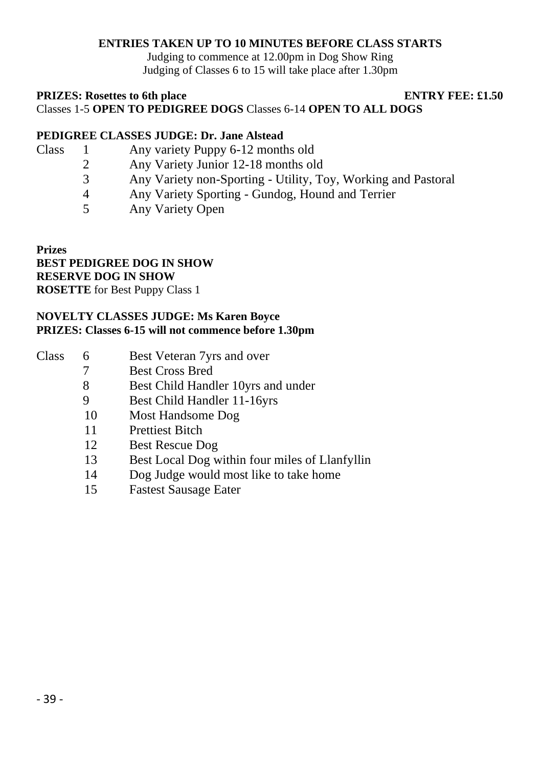**ENTRIES TAKEN UP TO 10 MINUTES BEFORE CLASS STARTS**

Judging to commence at 12.00pm in Dog Show Ring
Judging of Classes 6 to 15 will take place after 1.30pm

**PRIZES: Rosettes to 6th place** **ENTRY FEE: £1.50**

Classes 1-5 **OPEN TO PEDIGREE DOGS** Classes 6-14 **OPEN TO ALL DOGS**

**PEDIGREE CLASSES JUDGE: Dr. Jane Alstead**

| Class | | |
|---|---|---|
| | 1 | Any variety Puppy 6-12 months old |
| | 2 | Any Variety Junior 12-18 months old |
| | 3 | Any Variety non-Sporting - Utility, Toy, Working and Pastoral |
| | 4 | Any Variety Sporting - Gundog, Hound and Terrier |
| | 5 | Any Variety Open |

**Prizes**
**BEST PEDIGREE DOG IN SHOW**
**RESERVE DOG IN SHOW**
**ROSETTE** for Best Puppy Class 1

**NOVELTY CLASSES JUDGE: Ms Karen Boyce**
**PRIZES: Classes 6-15 will not commence before 1.30pm**

| Class | | |
|---|---|---|
| | 6 | Best Veteran 7yrs and over |
| | 7 | Best Cross Bred |
| | 8 | Best Child Handler 10yrs and under |
| | 9 | Best Child Handler 11-16yrs |
| | 10 | Most Handsome Dog |
| | 11 | Prettiest Bitch |
| | 12 | Best Rescue Dog |
| | 13 | Best Local Dog within four miles of Llanfyllin |
| | 14 | Dog Judge would most like to take home |
| | 15 | Fastest Sausage Eater |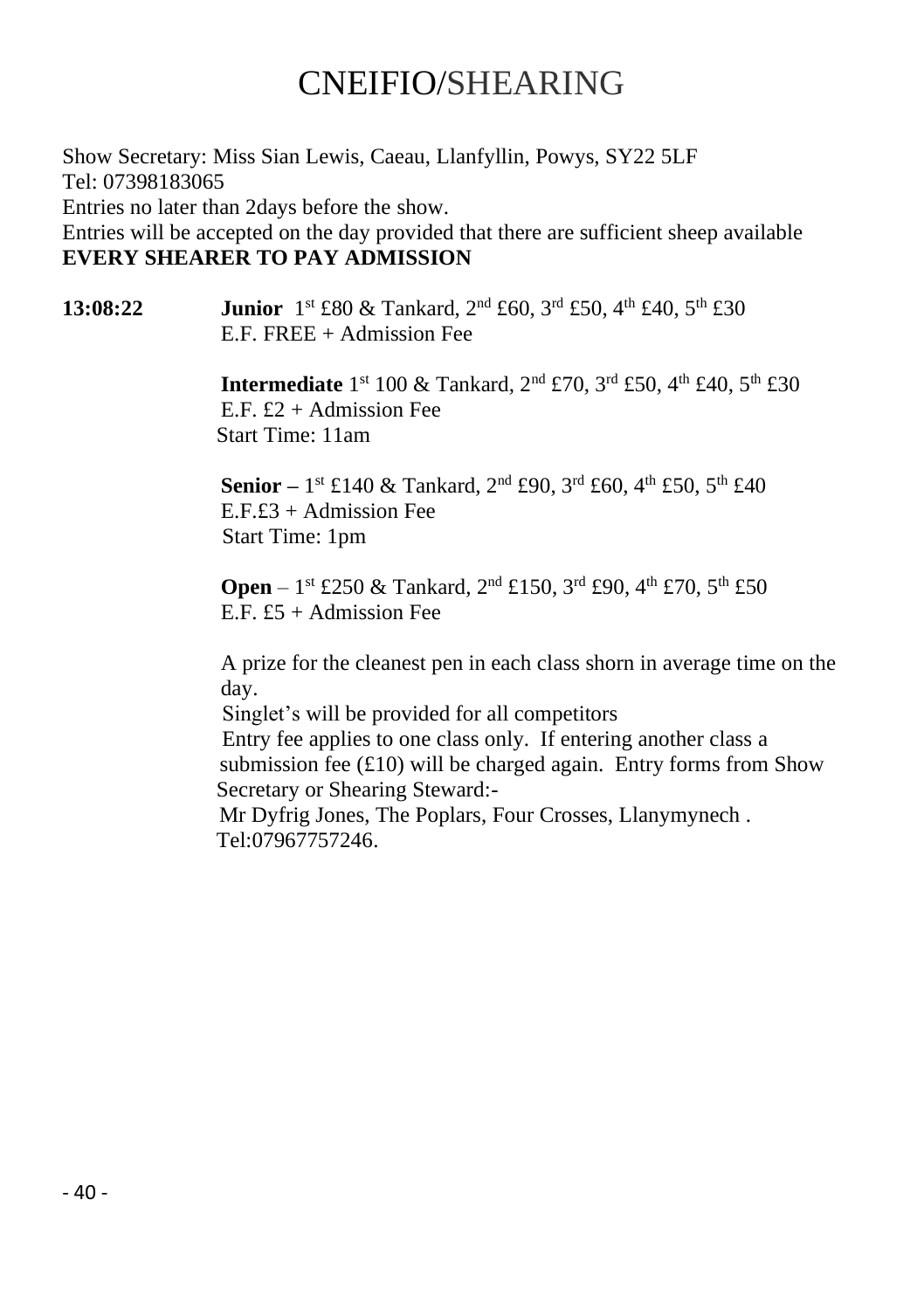# CNEIFIO/SHEARING

Show Secretary: Miss Sian Lewis, Caeau, Llanfyllin, Powys, SY22 5LF
Tel: 07398183065
Entries no later than 2days before the show.
Entries will be accepted on the day provided that there are sufficient sheep available
**EVERY SHEARER TO PAY ADMISSION**

**13:08:22**

**Junior** 1st £80 & Tankard, 2nd £60, 3rd £50, 4th £40, 5th £30
E.F. FREE + Admission Fee

**Intermediate** 1st 100 & Tankard, 2nd £70, 3rd £50, 4th £40, 5th £30
E.F. £2 + Admission Fee
Start Time: 11am

**Senior –** 1st £140 & Tankard, 2nd £90, 3rd £60, 4th £50, 5th £40
E.F.£3 + Admission Fee
Start Time: 1pm

**Open** – 1st £250 & Tankard, 2nd £150, 3rd £90, 4th £70, 5th £50
E.F. £5 + Admission Fee

A prize for the cleanest pen in each class shorn in average time on the day.
Singlet's will be provided for all competitors
Entry fee applies to one class only. If entering another class a submission fee (£10) will be charged again. Entry forms from Show Secretary or Shearing Steward:-
Mr Dyfrig Jones, The Poplars, Four Crosses, Llanymynech .
Tel:07967757246.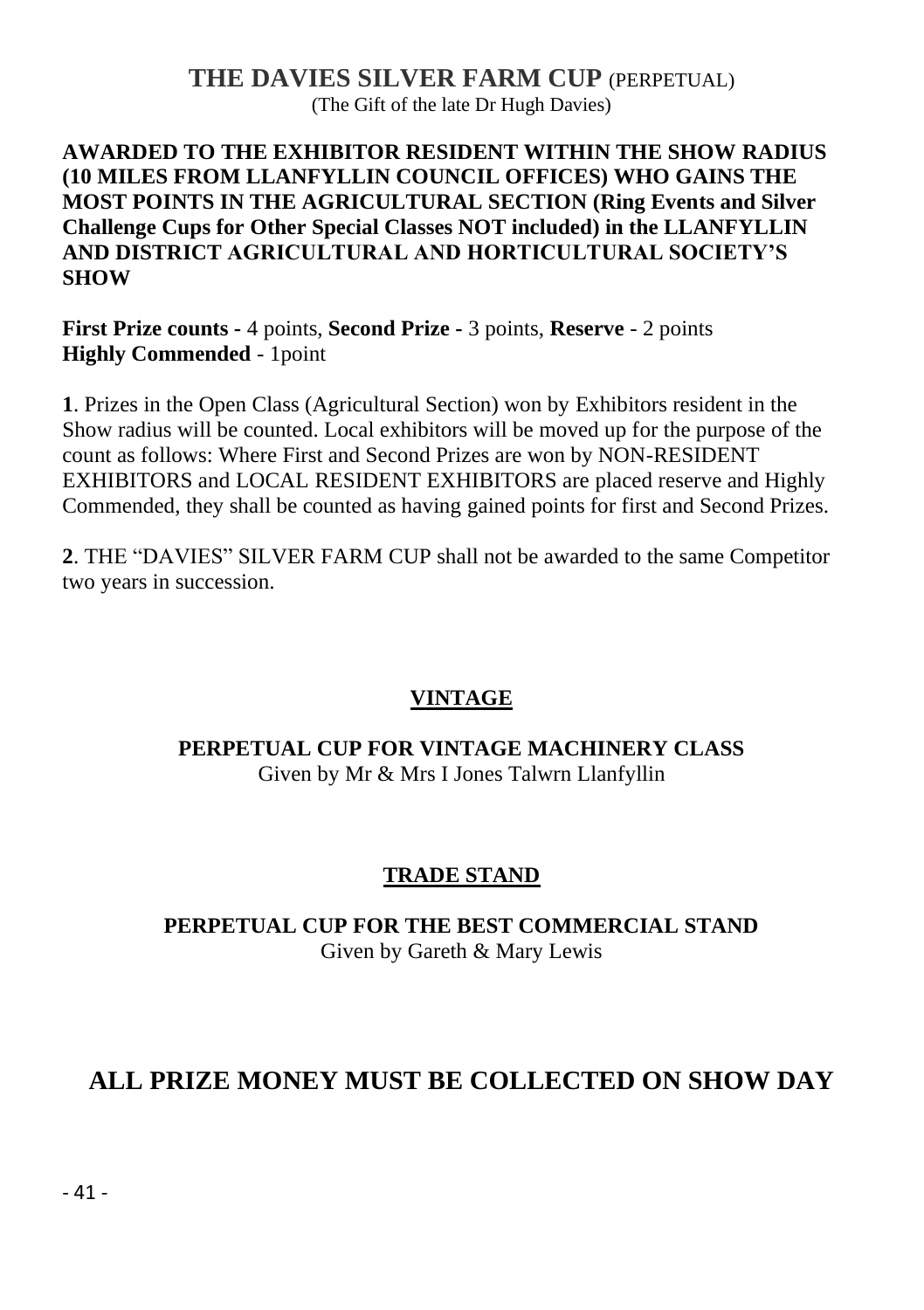## THE DAVIES SILVER FARM CUP (PERPETUAL)

(The Gift of the late Dr Hugh Davies)

**AWARDED TO THE EXHIBITOR RESIDENT WITHIN THE SHOW RADIUS (10 MILES FROM LLANFYLLIN COUNCIL OFFICES) WHO GAINS THE MOST POINTS IN THE AGRICULTURAL SECTION (Ring Events and Silver Challenge Cups for Other Special Classes NOT included) in the LLANFYLLIN AND DISTRICT AGRICULTURAL AND HORTICULTURAL SOCIETY'S SHOW**

**First Prize counts -** 4 points, **Second Prize -** 3 points, **Reserve** - 2 points
**Highly Commended** - 1point

**1**. Prizes in the Open Class (Agricultural Section) won by Exhibitors resident in the Show radius will be counted. Local exhibitors will be moved up for the purpose of the count as follows: Where First and Second Prizes are won by NON-RESIDENT EXHIBITORS and LOCAL RESIDENT EXHIBITORS are placed reserve and Highly Commended, they shall be counted as having gained points for first and Second Prizes.

**2**. THE "DAVIES" SILVER FARM CUP shall not be awarded to the same Competitor two years in succession.

## VINTAGE

**PERPETUAL CUP FOR VINTAGE MACHINERY CLASS**
Given by Mr & Mrs I Jones Talwrn Llanfyllin

## TRADE STAND

**PERPETUAL CUP FOR THE BEST COMMERCIAL STAND**
Given by Gareth & Mary Lewis

# ALL PRIZE MONEY MUST BE COLLECTED ON SHOW DAY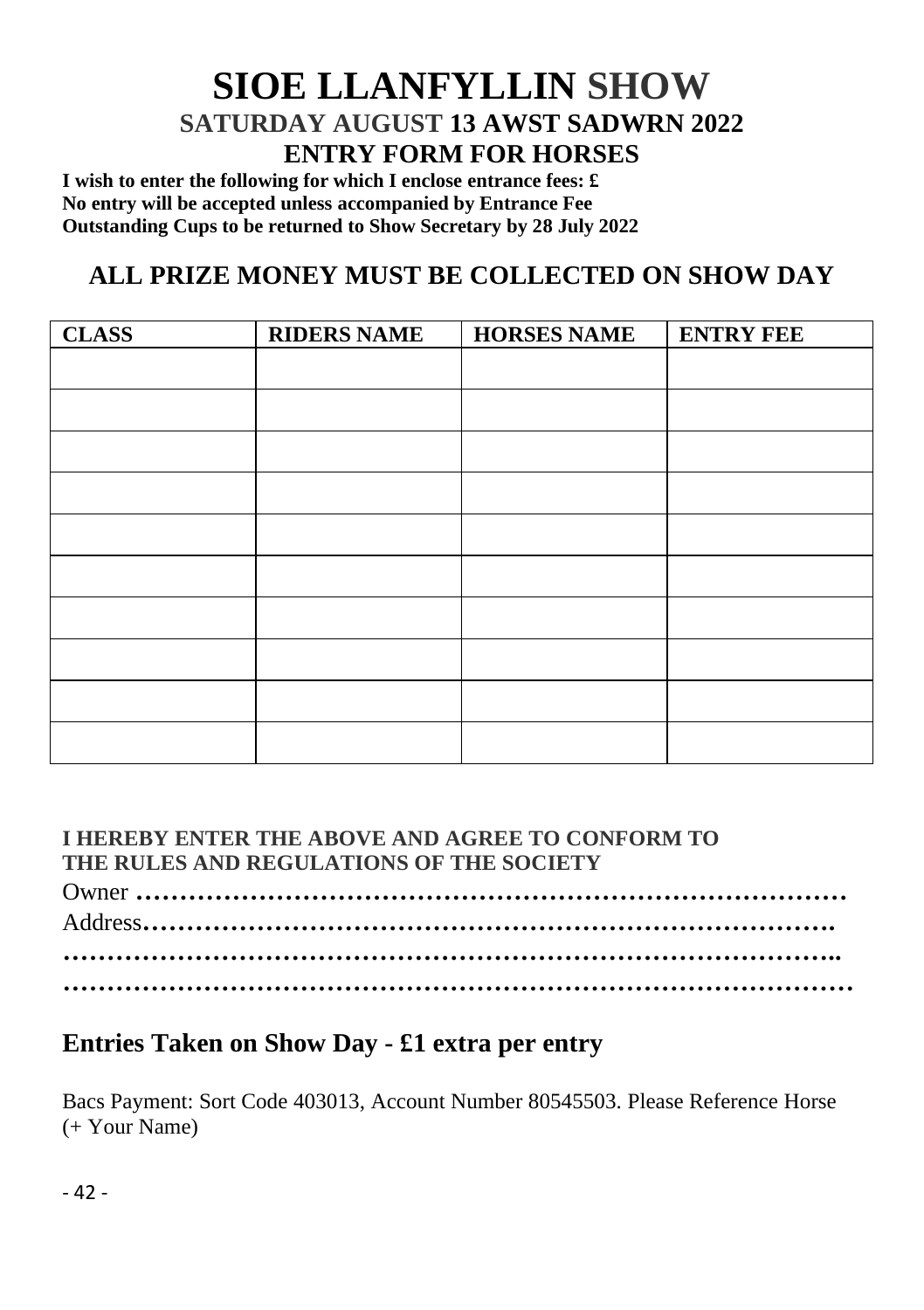# SIOE LLANFYLLIN SHOW

## SATURDAY AUGUST 13 AWST SADWRN 2022

## ENTRY FORM FOR HORSES

**I wish to enter the following for which I enclose entrance fees: £**
**No entry will be accepted unless accompanied by Entrance Fee**
**Outstanding Cups to be returned to Show Secretary by 28 July 2022**

## ALL PRIZE MONEY MUST BE COLLECTED ON SHOW DAY

| CLASS | RIDERS NAME | HORSES NAME | ENTRY FEE |
|---|---|---|---|
| | | | |
| | | | |
| | | | |
| | | | |
| | | | |
| | | | |
| | | | |
| | | | |
| | | | |
| | | | |

**I HEREBY ENTER THE ABOVE AND AGREE TO CONFORM TO THE RULES AND REGULATIONS OF THE SOCIETY**

Owner **……………………………………………………………………**
Address**…………………………………………………………………….**
**……………………………………………………………………………..**
**………………………………………………………………………………**

## Entries Taken on Show Day - £1 extra per entry

Bacs Payment: Sort Code 403013, Account Number 80545503. Please Reference Horse (+ Your Name)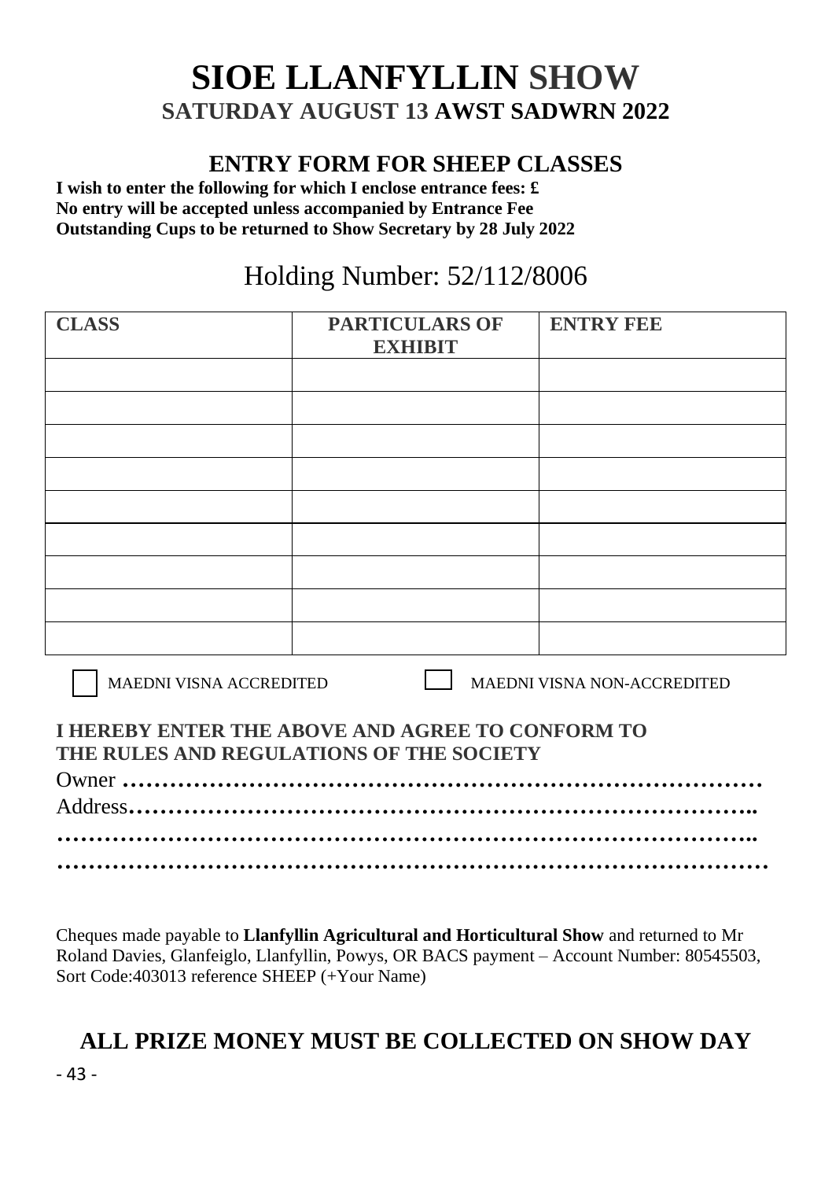# SIOE LLANFYLLIN SHOW

## SATURDAY AUGUST 13 AWST SADWRN 2022

## ENTRY FORM FOR SHEEP CLASSES

**I wish to enter the following for which I enclose entrance fees: £**
**No entry will be accepted unless accompanied by Entrance Fee**
**Outstanding Cups to be returned to Show Secretary by 28 July 2022**

Holding Number: 52/112/8006

| CLASS | PARTICULARS OF EXHIBIT | ENTRY FEE |
|---|---|---|
| | | |
| | | |
| | | |
| | | |
| | | |
| | | |
| | | |
| | | |
| | | |

☐ MAEDNI VISNA ACCREDITED ☐ MAEDNI VISNA NON-ACCREDITED

**I HEREBY ENTER THE ABOVE AND AGREE TO CONFORM TO THE RULES AND REGULATIONS OF THE SOCIETY**

Owner **………………………………………………………………………**
Address**…………………………………………………………………..**
**…………………………………………………………………………..**
**……………………………………………………………………………**

Cheques made payable to **Llanfyllin Agricultural and Horticultural Show** and returned to Mr Roland Davies, Glanfeiglo, Llanfyllin, Powys, OR BACS payment – Account Number: 80545503, Sort Code:403013 reference SHEEP (+Your Name)

## ALL PRIZE MONEY MUST BE COLLECTED ON SHOW DAY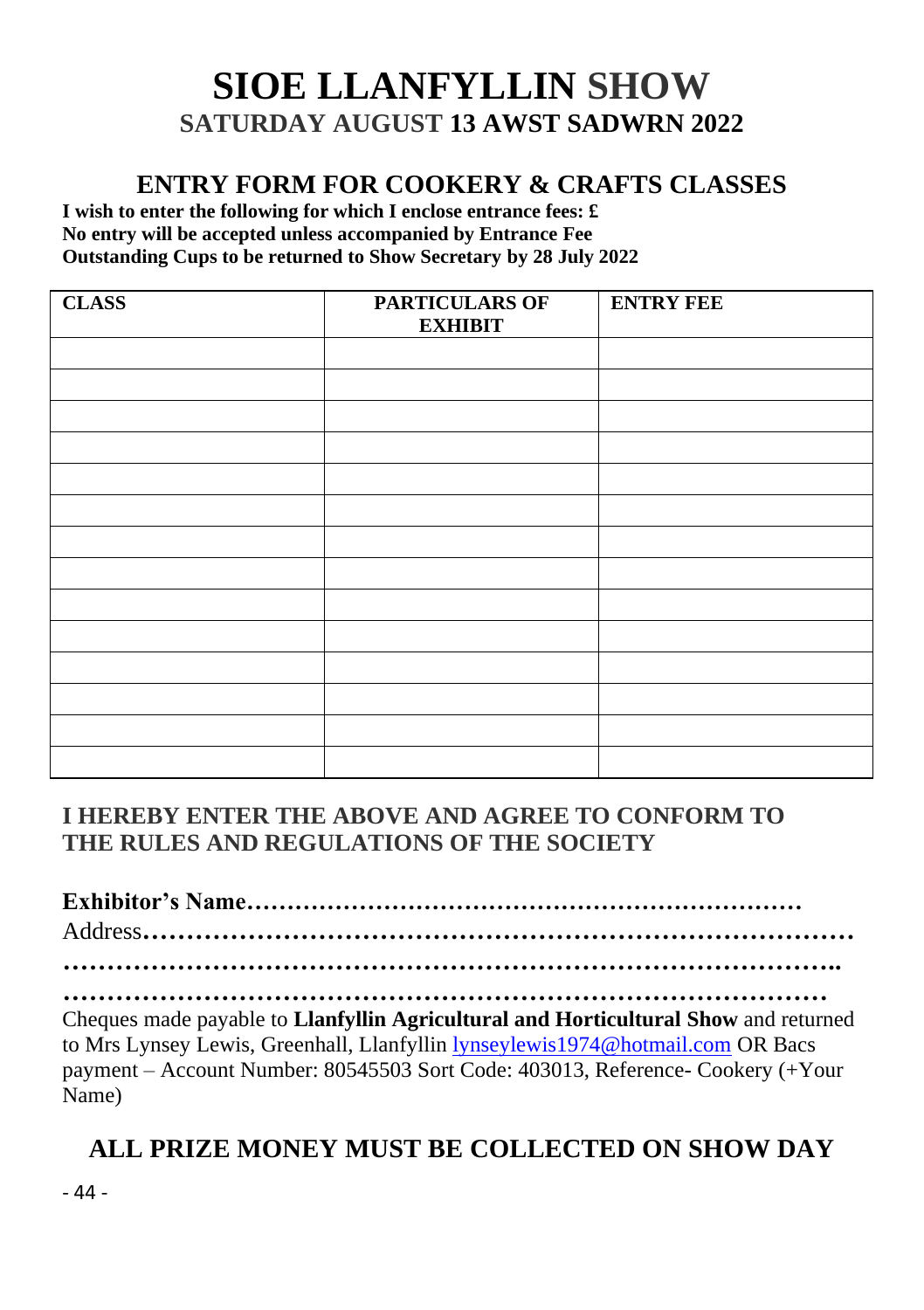# SIOE LLANFYLLIN SHOW

## SATURDAY AUGUST 13 AWST SADWRN 2022

## ENTRY FORM FOR COOKERY & CRAFTS CLASSES

**I wish to enter the following for which I enclose entrance fees: £**
**No entry will be accepted unless accompanied by Entrance Fee**
**Outstanding Cups to be returned to Show Secretary by 28 July 2022**

| CLASS | PARTICULARS OF EXHIBIT | ENTRY FEE |
|---|---|---|
| | | |
| | | |
| | | |
| | | |
| | | |
| | | |
| | | |
| | | |
| | | |
| | | |
| | | |
| | | |
| | | |
| | | |

**I HEREBY ENTER THE ABOVE AND AGREE TO CONFORM TO THE RULES AND REGULATIONS OF THE SOCIETY**

**Exhibitor's Name……………………………………………………………**
Address**………………………………………………………………………**
**……………………………………………………………………………..**
**…………………………………………………………………………**

Cheques made payable to **Llanfyllin Agricultural and Horticultural Show** and returned to Mrs Lynsey Lewis, Greenhall, Llanfyllin lynseylewis1974@hotmail.com OR Bacs payment – Account Number: 80545503 Sort Code: 403013, Reference- Cookery (+Your Name)

## ALL PRIZE MONEY MUST BE COLLECTED ON SHOW DAY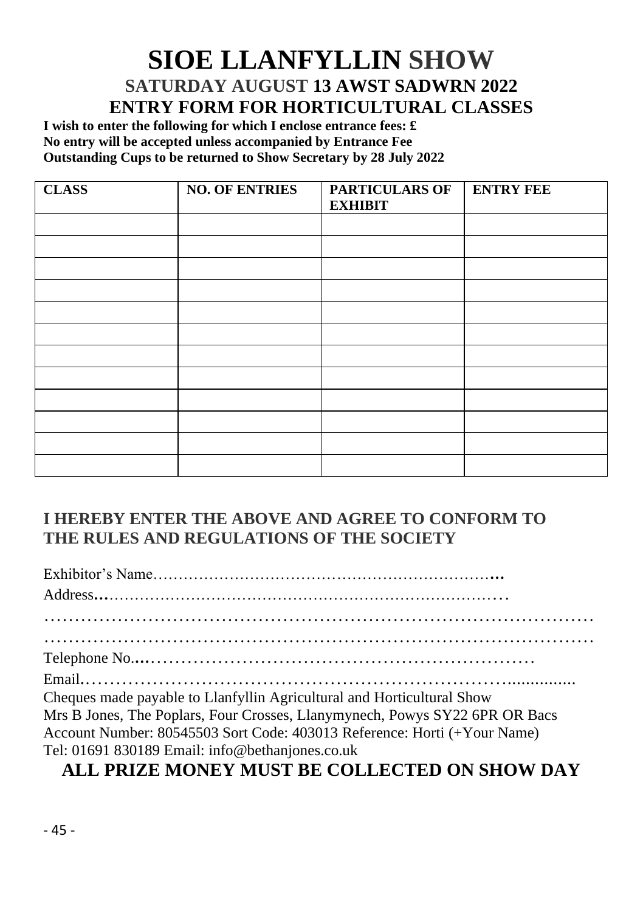# SIOE LLANFYLLIN SHOW

## SATURDAY AUGUST 13 AWST SADWRN 2022

## ENTRY FORM FOR HORTICULTURAL CLASSES

**I wish to enter the following for which I enclose entrance fees: £**
**No entry will be accepted unless accompanied by Entrance Fee**
**Outstanding Cups to be returned to Show Secretary by 28 July 2022**

| CLASS | NO. OF ENTRIES | PARTICULARS OF EXHIBIT | ENTRY FEE |
|---|---|---|---|
| | | | |
| | | | |
| | | | |
| | | | |
| | | | |
| | | | |
| | | | |
| | | | |
| | | | |
| | | | |
| | | | |
| | | | |

### I HEREBY ENTER THE ABOVE AND AGREE TO CONFORM TO THE RULES AND REGULATIONS OF THE SOCIETY

Exhibitor's Name…………………………………………………………**…**

Address**…**…………………………………………………………………

……………………………………………………………………………………

……………………………………………………………………………………

Telephone No**.…**……………………………………………………………

Email.…………………………………………………………….................

Cheques made payable to Llanfyllin Agricultural and Horticultural Show
Mrs B Jones, The Poplars, Four Crosses, Llanymynech, Powys SY22 6PR OR Bacs
Account Number: 80545503 Sort Code: 403013 Reference: Horti (+Your Name)
Tel: 01691 830189 Email: info@bethanjones.co.uk

## ALL PRIZE MONEY MUST BE COLLECTED ON SHOW DAY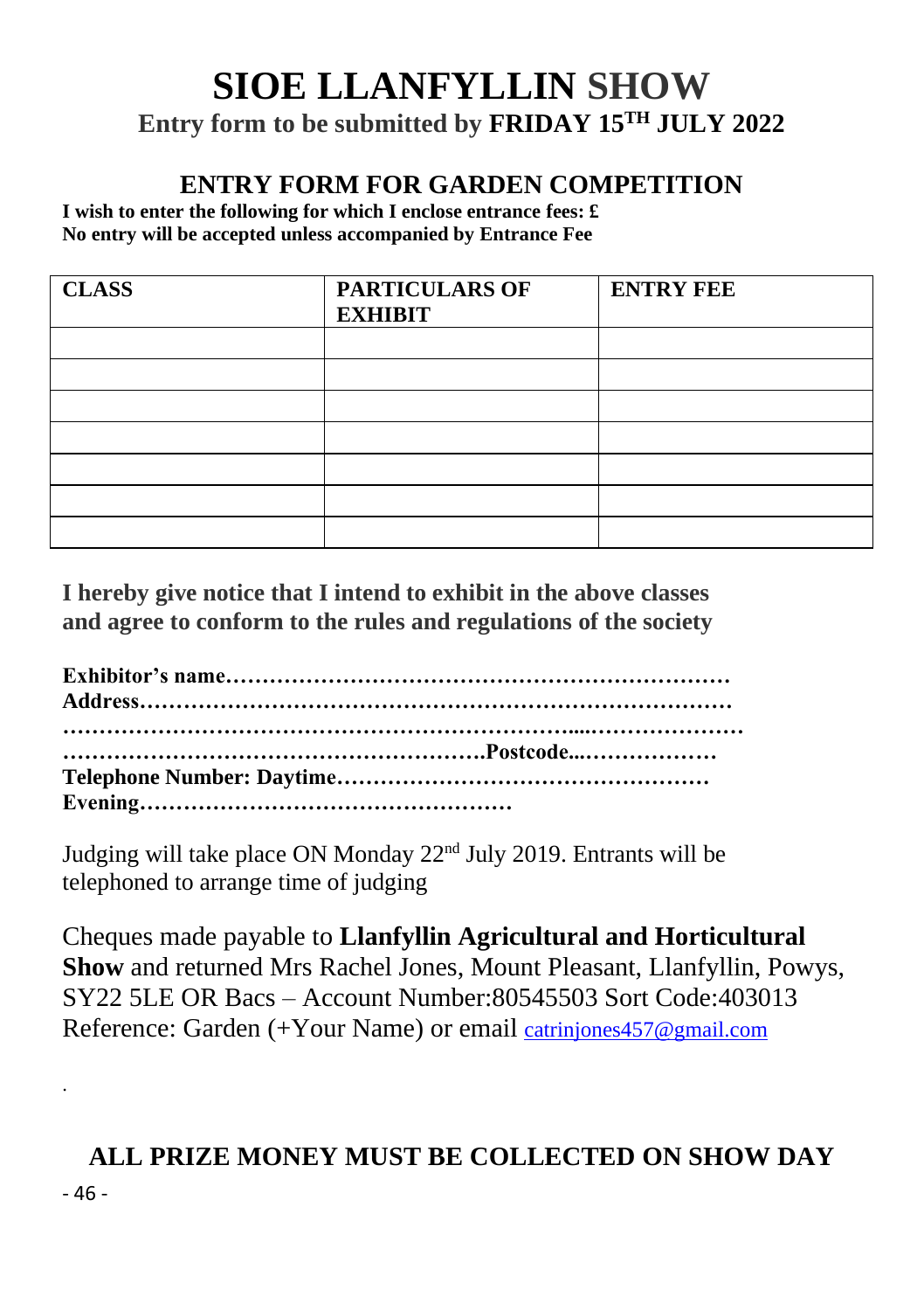# SIOE LLANFYLLIN SHOW

**Entry form to be submitted by FRIDAY 15TH JULY 2022**

## ENTRY FORM FOR GARDEN COMPETITION

**I wish to enter the following for which I enclose entrance fees: £**
**No entry will be accepted unless accompanied by Entrance Fee**

| CLASS | PARTICULARS OF EXHIBIT | ENTRY FEE |
|---|---|---|
| | | |
| | | |
| | | |
| | | |
| | | |
| | | |
| | | |

**I hereby give notice that I intend to exhibit in the above classes and agree to conform to the rules and regulations of the society**

**Exhibitor's name……………………………………………………………**
**Address………………………………………………………………………**
**…………………………………………………………....…………………**
**………………………………………………….Postcode...………………**
**Telephone Number: Daytime……………………………………………**
**Evening……………………………………………**

Judging will take place ON Monday 22nd July 2019. Entrants will be telephoned to arrange time of judging

Cheques made payable to **Llanfyllin Agricultural and Horticultural Show** and returned Mrs Rachel Jones, Mount Pleasant, Llanfyllin, Powys, SY22 5LE OR Bacs – Account Number:80545503 Sort Code:403013 Reference: Garden (+Your Name) or email catrinjones457@gmail.com

.

**ALL PRIZE MONEY MUST BE COLLECTED ON SHOW DAY**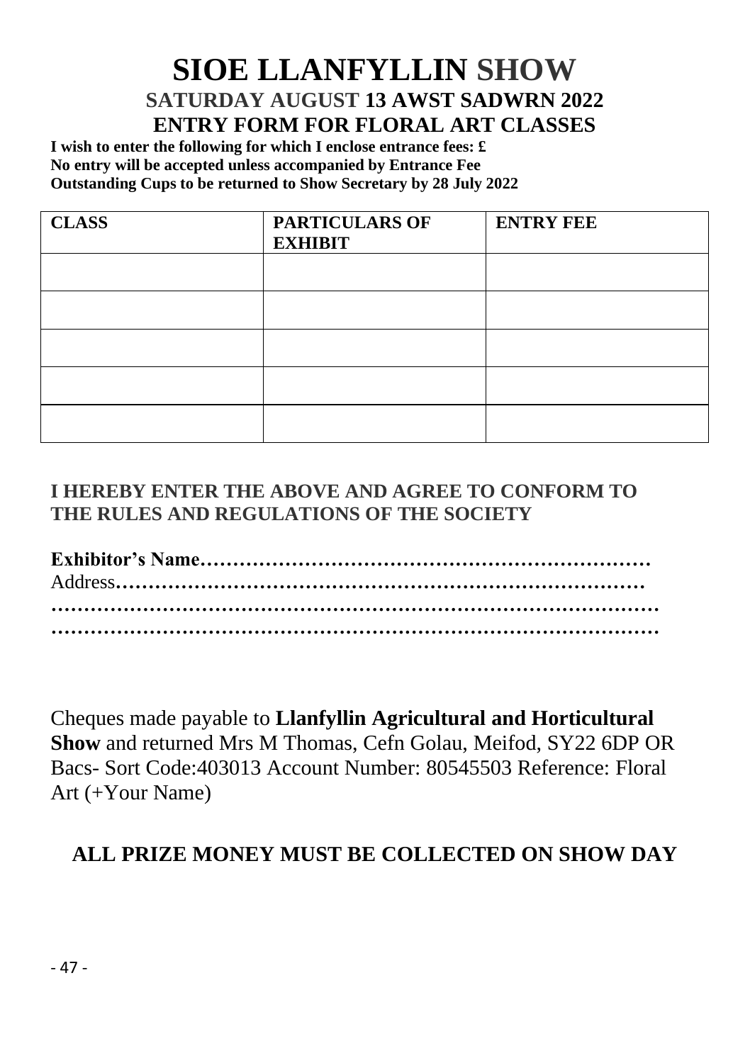# SIOE LLANFYLLIN SHOW

## SATURDAY AUGUST 13 AWST SADWRN 2022

## ENTRY FORM FOR FLORAL ART CLASSES

**I wish to enter the following for which I enclose entrance fees: £**
**No entry will be accepted unless accompanied by Entrance Fee**
**Outstanding Cups to be returned to Show Secretary by 28 July 2022**

| CLASS | PARTICULARS OF EXHIBIT | ENTRY FEE |
|---|---|---|
| | | |
| | | |
| | | |
| | | |
| | | |

**I HEREBY ENTER THE ABOVE AND AGREE TO CONFORM TO THE RULES AND REGULATIONS OF THE SOCIETY**

**Exhibitor's Name……………………………………………………………**
Address**……………………………………………………………………**
**………………………………………………………………………………**
**………………………………………………………………………………**

Cheques made payable to **Llanfyllin Agricultural and Horticultural Show** and returned Mrs M Thomas, Cefn Golau, Meifod, SY22 6DP OR Bacs- Sort Code:403013 Account Number: 80545503 Reference: Floral Art (+Your Name)

**ALL PRIZE MONEY MUST BE COLLECTED ON SHOW DAY**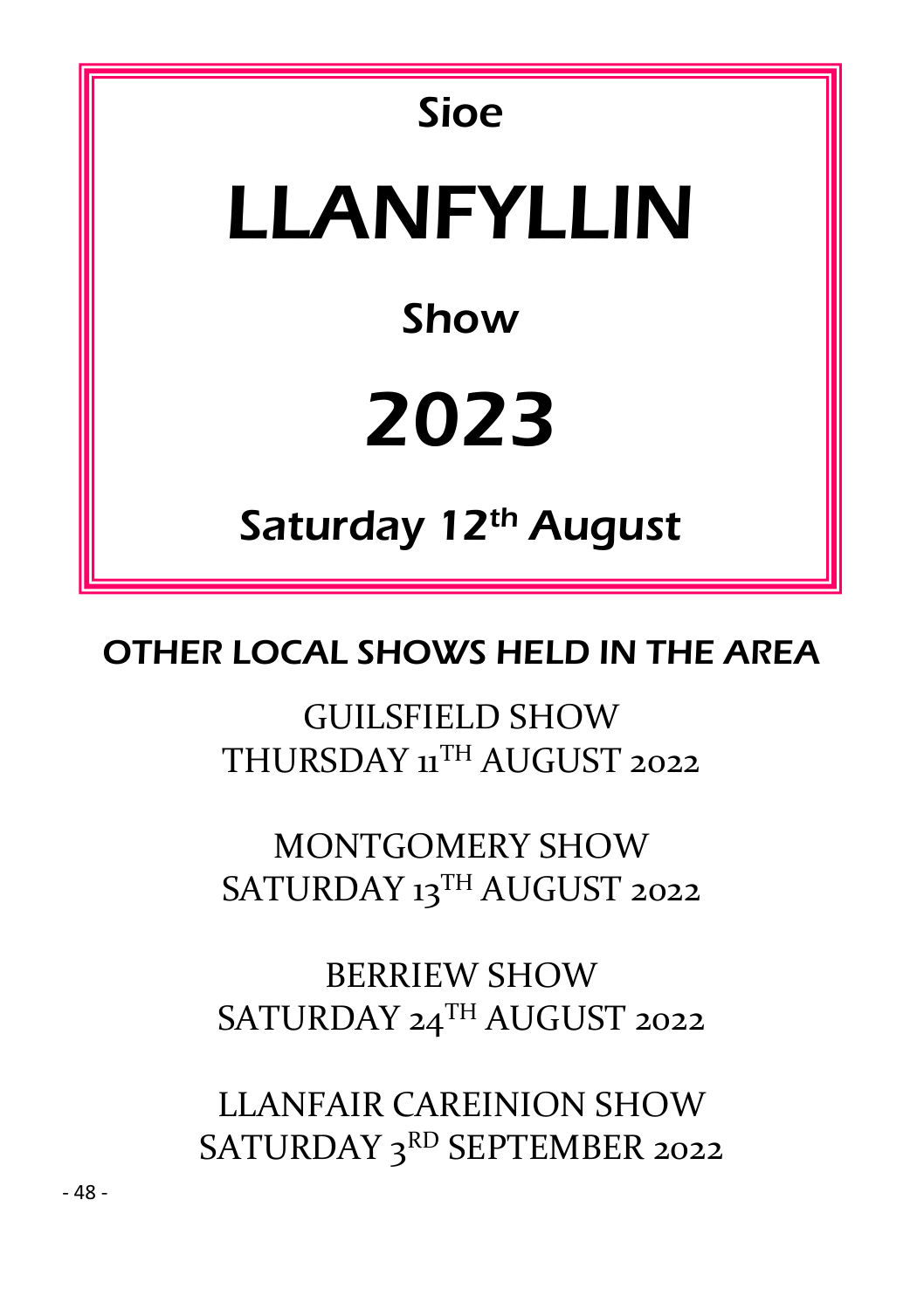# Sioe

# *LLANFYLLIN*

## Show

# *2023*

## *Saturday 12th August*

## *OTHER LOCAL SHOWS HELD IN THE AREA*

GUILSFIELD SHOW
THURSDAY 11TH AUGUST 2022

MONTGOMERY SHOW
SATURDAY 13TH AUGUST 2022

BERRIEW SHOW
SATURDAY 24TH AUGUST 2022

LLANFAIR CAREINION SHOW
SATURDAY 3RD SEPTEMBER 2022